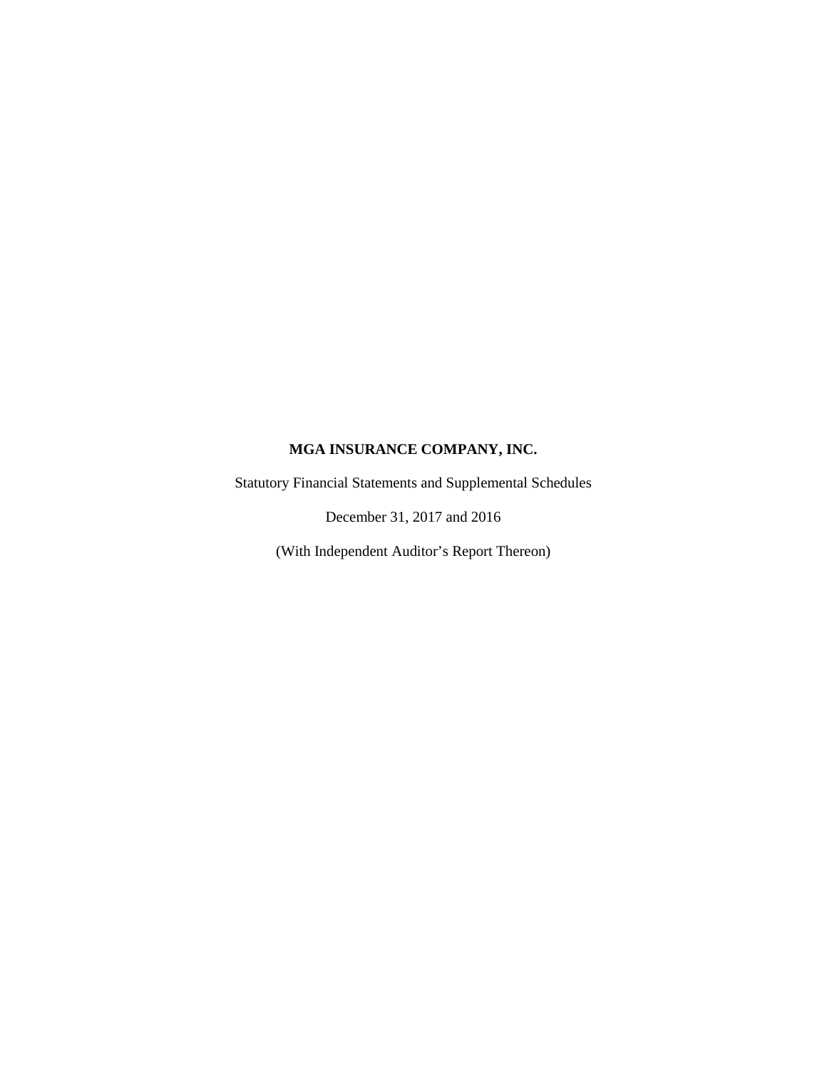**MGA INSURANCE COMPANY, INC.**

Statutory Financial Statements and Supplemental Schedules

December 31, 2017 and 2016

(With Independent Auditor’s Report Thereon)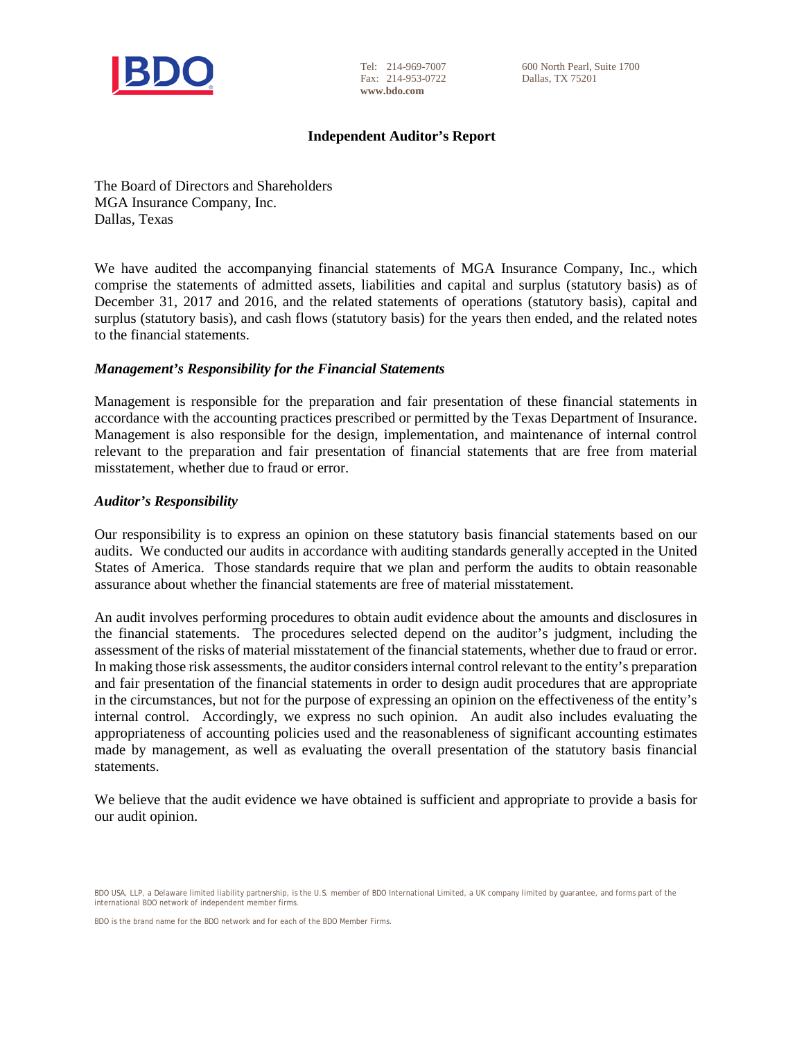BDO

Tel: 214-969-7007
Fax: 214-953-0722
www.bdo.com

600 North Pearl, Suite 1700
Dallas, TX 75201

## Independent Auditor's Report

The Board of Directors and Shareholders
MGA Insurance Company, Inc.
Dallas, Texas

We have audited the accompanying financial statements of MGA Insurance Company, Inc., which comprise the statements of admitted assets, liabilities and capital and surplus (statutory basis) as of December 31, 2017 and 2016, and the related statements of operations (statutory basis), capital and surplus (statutory basis), and cash flows (statutory basis) for the years then ended, and the related notes to the financial statements.

### *Management's Responsibility for the Financial Statements*

Management is responsible for the preparation and fair presentation of these financial statements in accordance with the accounting practices prescribed or permitted by the Texas Department of Insurance. Management is also responsible for the design, implementation, and maintenance of internal control relevant to the preparation and fair presentation of financial statements that are free from material misstatement, whether due to fraud or error.

### *Auditor's Responsibility*

Our responsibility is to express an opinion on these statutory basis financial statements based on our audits. We conducted our audits in accordance with auditing standards generally accepted in the United States of America. Those standards require that we plan and perform the audits to obtain reasonable assurance about whether the financial statements are free of material misstatement.

An audit involves performing procedures to obtain audit evidence about the amounts and disclosures in the financial statements. The procedures selected depend on the auditor's judgment, including the assessment of the risks of material misstatement of the financial statements, whether due to fraud or error. In making those risk assessments, the auditor considers internal control relevant to the entity's preparation and fair presentation of the financial statements in order to design audit procedures that are appropriate in the circumstances, but not for the purpose of expressing an opinion on the effectiveness of the entity's internal control. Accordingly, we express no such opinion. An audit also includes evaluating the appropriateness of accounting policies used and the reasonableness of significant accounting estimates made by management, as well as evaluating the overall presentation of the statutory basis financial statements.

We believe that the audit evidence we have obtained is sufficient and appropriate to provide a basis for our audit opinion.

BDO USA, LLP, a Delaware limited liability partnership, is the U.S. member of BDO International Limited, a UK company limited by guarantee, and forms part of the international BDO network of independent member firms.

BDO is the brand name for the BDO network and for each of the BDO Member Firms.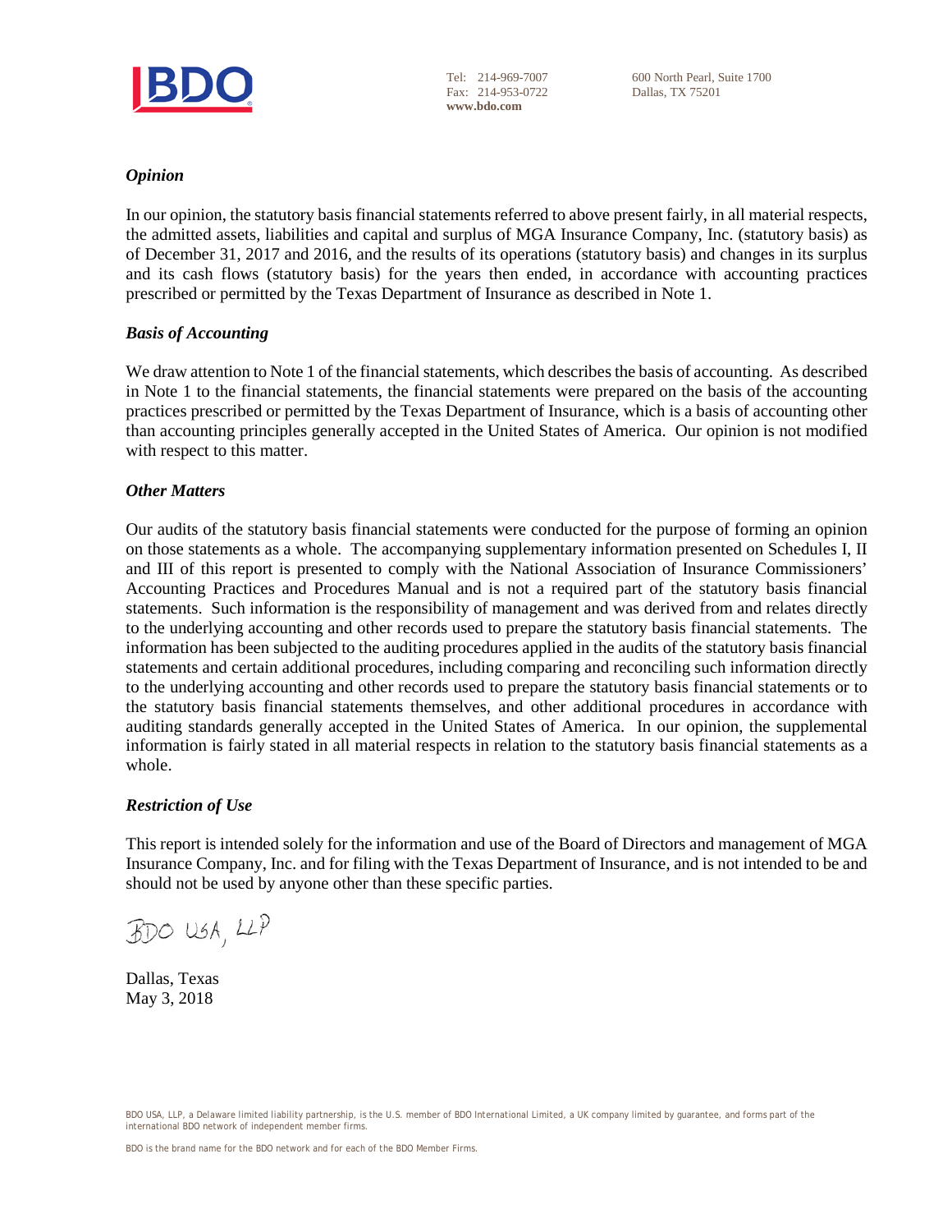### *Opinion*

In our opinion, the statutory basis financial statements referred to above present fairly, in all material respects, the admitted assets, liabilities and capital and surplus of MGA Insurance Company, Inc. (statutory basis) as of December 31, 2017 and 2016, and the results of its operations (statutory basis) and changes in its surplus and its cash flows (statutory basis) for the years then ended, in accordance with accounting practices prescribed or permitted by the Texas Department of Insurance as described in Note 1.

### *Basis of Accounting*

We draw attention to Note 1 of the financial statements, which describes the basis of accounting. As described in Note 1 to the financial statements, the financial statements were prepared on the basis of the accounting practices prescribed or permitted by the Texas Department of Insurance, which is a basis of accounting other than accounting principles generally accepted in the United States of America. Our opinion is not modified with respect to this matter.

### *Other Matters*

Our audits of the statutory basis financial statements were conducted for the purpose of forming an opinion on those statements as a whole. The accompanying supplementary information presented on Schedules I, II and III of this report is presented to comply with the National Association of Insurance Commissioners' Accounting Practices and Procedures Manual and is not a required part of the statutory basis financial statements. Such information is the responsibility of management and was derived from and relates directly to the underlying accounting and other records used to prepare the statutory basis financial statements. The information has been subjected to the auditing procedures applied in the audits of the statutory basis financial statements and certain additional procedures, including comparing and reconciling such information directly to the underlying accounting and other records used to prepare the statutory basis financial statements or to the statutory basis financial statements themselves, and other additional procedures in accordance with auditing standards generally accepted in the United States of America. In our opinion, the supplemental information is fairly stated in all material respects in relation to the statutory basis financial statements as a whole.

### *Restriction of Use*

This report is intended solely for the information and use of the Board of Directors and management of MGA Insurance Company, Inc. and for filing with the Texas Department of Insurance, and is not intended to be and should not be used by anyone other than these specific parties.

BDO USA, LLP

Dallas, Texas
May 3, 2018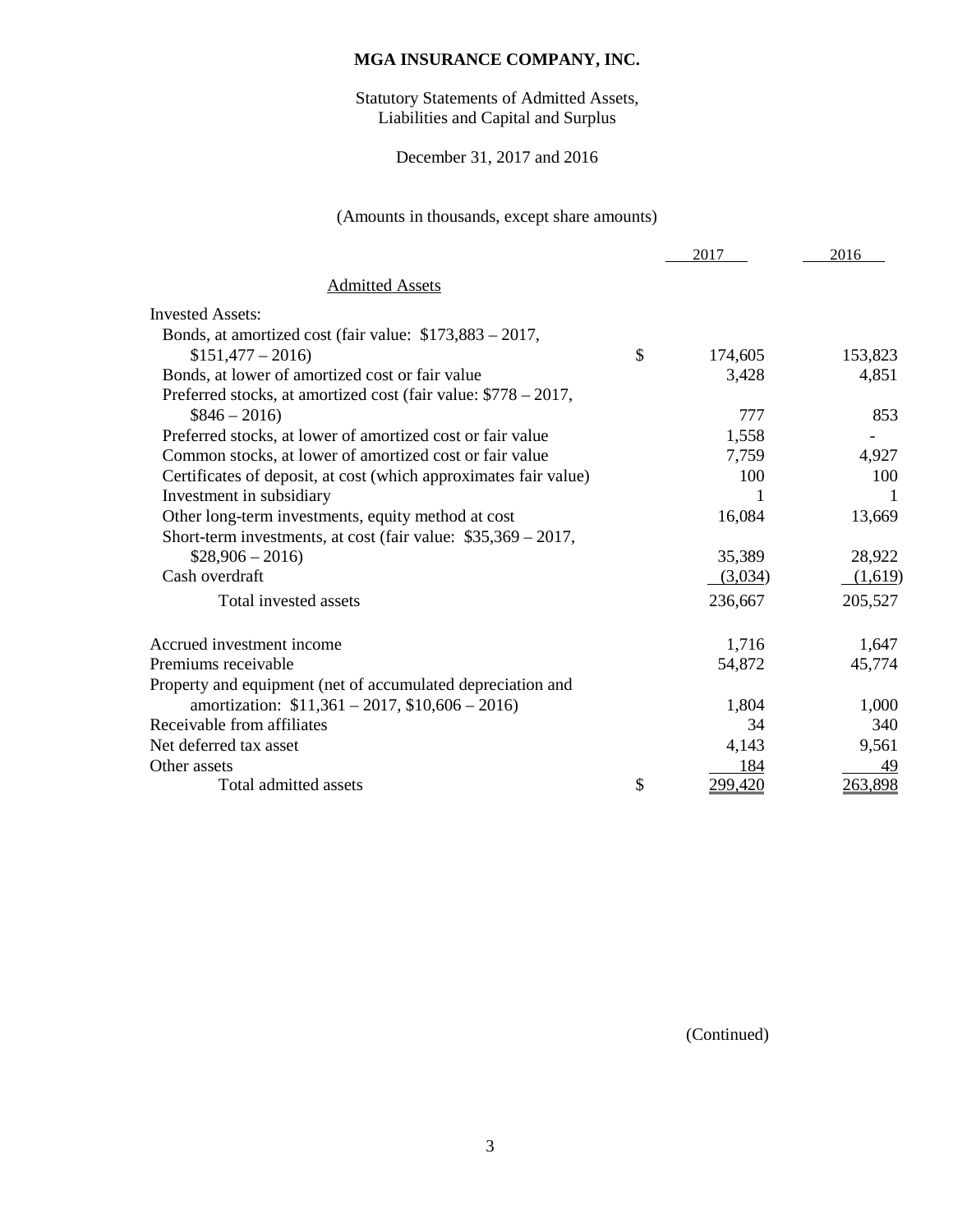# MGA INSURANCE COMPANY, INC.

Statutory Statements of Admitted Assets, Liabilities and Capital and Surplus

December 31, 2017 and 2016

(Amounts in thousands, except share amounts)

| | | 2017 | 2016 |
|---|---|---|---|
| **Admitted Assets** | | | |
| Invested Assets: | | | |
| Bonds, at amortized cost (fair value: $173,883 – 2017, $151,477 – 2016) | $ | 174,605 | 153,823 |
| Bonds, at lower of amortized cost or fair value | | 3,428 | 4,851 |
| Preferred stocks, at amortized cost (fair value: $778 – 2017, $846 – 2016) | | 777 | 853 |
| Preferred stocks, at lower of amortized cost or fair value | | 1,558 | - |
| Common stocks, at lower of amortized cost or fair value | | 7,759 | 4,927 |
| Certificates of deposit, at cost (which approximates fair value) | | 100 | 100 |
| Investment in subsidiary | | 1 | 1 |
| Other long-term investments, equity method at cost | | 16,084 | 13,669 |
| Short-term investments, at cost (fair value: $35,369 – 2017, $28,906 – 2016) | | 35,389 | 28,922 |
| Cash overdraft | | (3,034) | (1,619) |
| Total invested assets | | 236,667 | 205,527 |
| Accrued investment income | | 1,716 | 1,647 |
| Premiums receivable | | 54,872 | 45,774 |
| Property and equipment (net of accumulated depreciation and amortization: $11,361 – 2017, $10,606 – 2016) | | 1,804 | 1,000 |
| Receivable from affiliates | | 34 | 340 |
| Net deferred tax asset | | 4,143 | 9,561 |
| Other assets | | 184 | 49 |
| Total admitted assets | $ | 299,420 | 263,898 |

(Continued)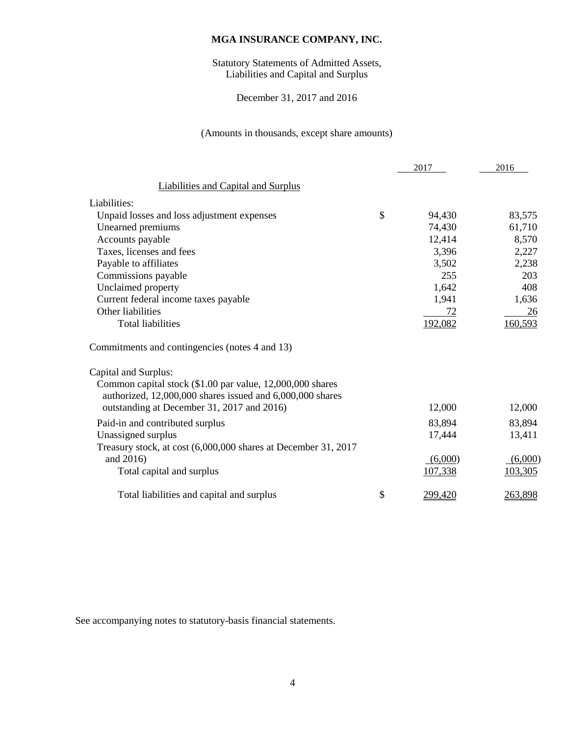# MGA INSURANCE COMPANY, INC.

Statutory Statements of Admitted Assets, Liabilities and Capital and Surplus

December 31, 2017 and 2016

(Amounts in thousands, except share amounts)

| | | 2017 | 2016 |
|---|---|---|---|
| **Liabilities and Capital and Surplus** | | | |
| Liabilities: | | | |
| Unpaid losses and loss adjustment expenses | $ | 94,430 | 83,575 |
| Unearned premiums | | 74,430 | 61,710 |
| Accounts payable | | 12,414 | 8,570 |
| Taxes, licenses and fees | | 3,396 | 2,227 |
| Payable to affiliates | | 3,502 | 2,238 |
| Commissions payable | | 255 | 203 |
| Unclaimed property | | 1,642 | 408 |
| Current federal income taxes payable | | 1,941 | 1,636 |
| Other liabilities | | 72 | 26 |
| Total liabilities | | 192,082 | 160,593 |
| Commitments and contingencies (notes 4 and 13) | | | |
| Capital and Surplus: | | | |
| Common capital stock ($1.00 par value, 12,000,000 shares authorized, 12,000,000 shares issued and 6,000,000 shares outstanding at December 31, 2017 and 2016) | | 12,000 | 12,000 |
| Paid-in and contributed surplus | | 83,894 | 83,894 |
| Unassigned surplus | | 17,444 | 13,411 |
| Treasury stock, at cost (6,000,000 shares at December 31, 2017 and 2016) | | (6,000) | (6,000) |
| Total capital and surplus | | 107,338 | 103,305 |
| Total liabilities and capital and surplus | $ | 299,420 | 263,898 |

See accompanying notes to statutory-basis financial statements.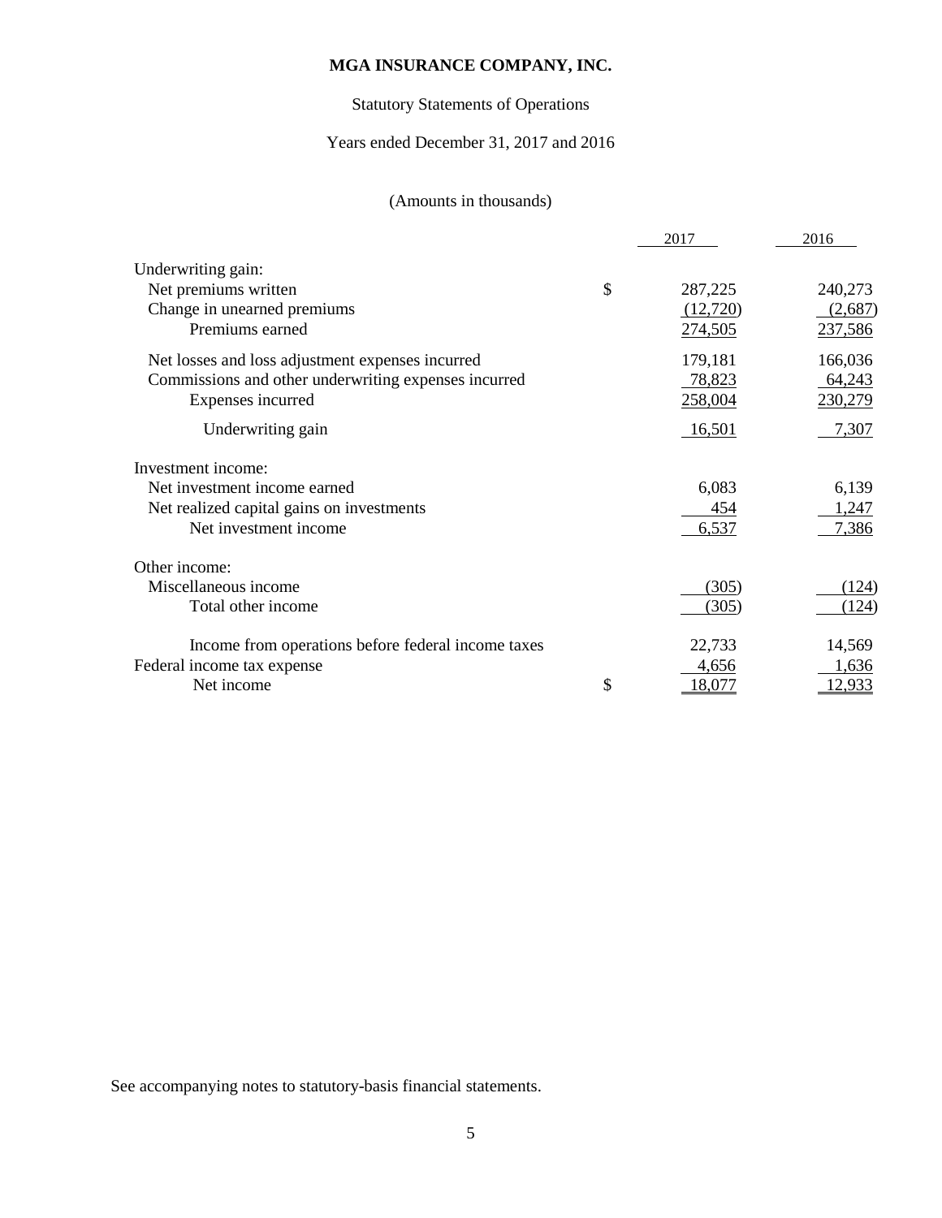**MGA INSURANCE COMPANY, INC.**

Statutory Statements of Operations

Years ended December 31, 2017 and 2016

(Amounts in thousands)

| | | 2017 | 2016 |
|---|---|---|---|
| Underwriting gain: | | | |
| Net premiums written | $ | 287,225 | 240,273 |
| Change in unearned premiums | | (12,720) | (2,687) |
| Premiums earned | | 274,505 | 237,586 |
| Net losses and loss adjustment expenses incurred | | 179,181 | 166,036 |
| Commissions and other underwriting expenses incurred | | 78,823 | 64,243 |
| Expenses incurred | | 258,004 | 230,279 |
| Underwriting gain | | 16,501 | 7,307 |
| Investment income: | | | |
| Net investment income earned | | 6,083 | 6,139 |
| Net realized capital gains on investments | | 454 | 1,247 |
| Net investment income | | 6,537 | 7,386 |
| Other income: | | | |
| Miscellaneous income | | (305) | (124) |
| Total other income | | (305) | (124) |
| Income from operations before federal income taxes | | 22,733 | 14,569 |
| Federal income tax expense | | 4,656 | 1,636 |
| Net income | $ | 18,077 | 12,933 |

See accompanying notes to statutory-basis financial statements.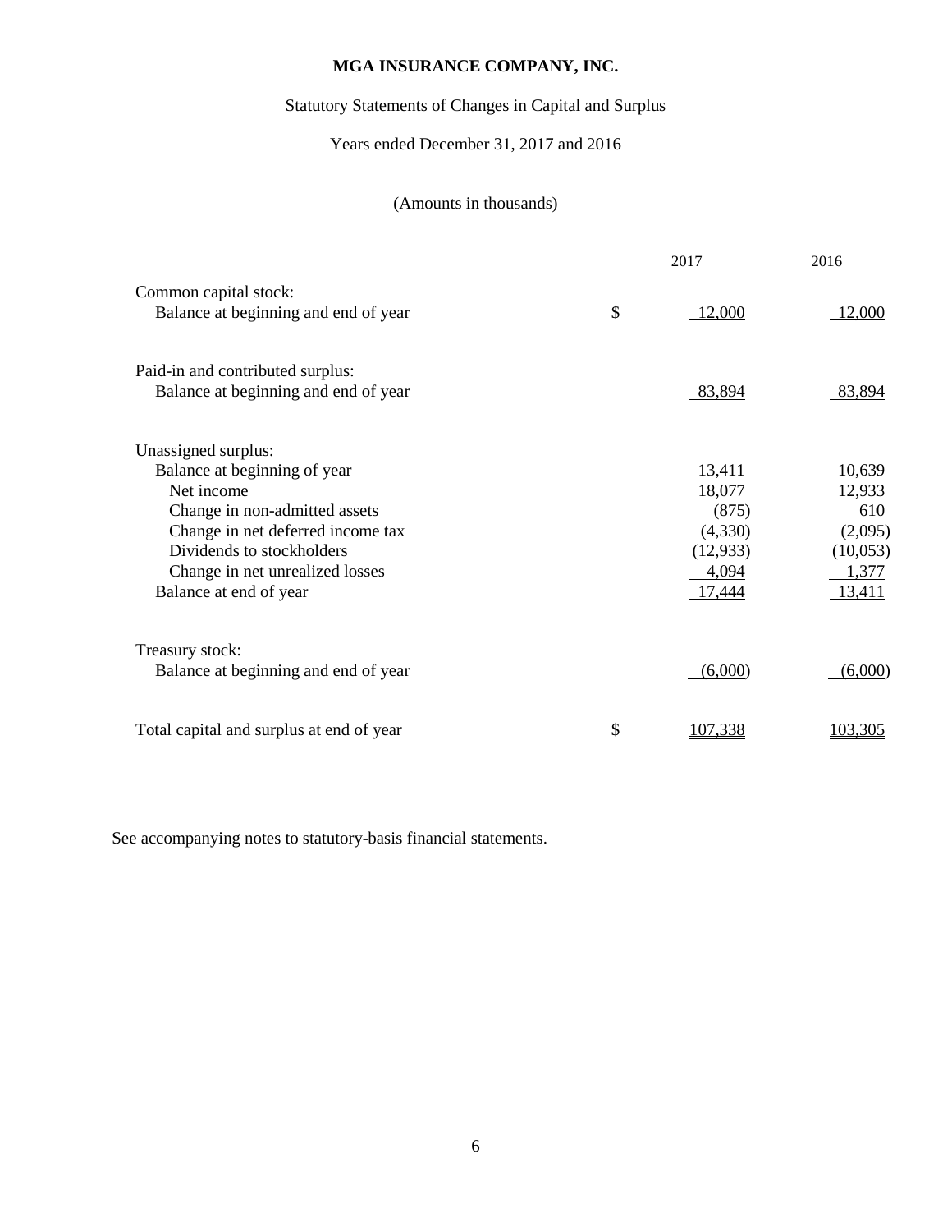# MGA INSURANCE COMPANY, INC.

Statutory Statements of Changes in Capital and Surplus

Years ended December 31, 2017 and 2016

(Amounts in thousands)

| | | 2017 | 2016 |
|---|---|---|---|
| Common capital stock: | | | |
| Balance at beginning and end of year | $ | 12,000 | 12,000 |
| Paid-in and contributed surplus: | | | |
| Balance at beginning and end of year | | 83,894 | 83,894 |
| Unassigned surplus: | | | |
| Balance at beginning of year | | 13,411 | 10,639 |
| Net income | | 18,077 | 12,933 |
| Change in non-admitted assets | | (875) | 610 |
| Change in net deferred income tax | | (4,330) | (2,095) |
| Dividends to stockholders | | (12,933) | (10,053) |
| Change in net unrealized losses | | 4,094 | 1,377 |
| Balance at end of year | | 17,444 | 13,411 |
| Treasury stock: | | | |
| Balance at beginning and end of year | | (6,000) | (6,000) |
| Total capital and surplus at end of year | $ | 107,338 | 103,305 |

See accompanying notes to statutory-basis financial statements.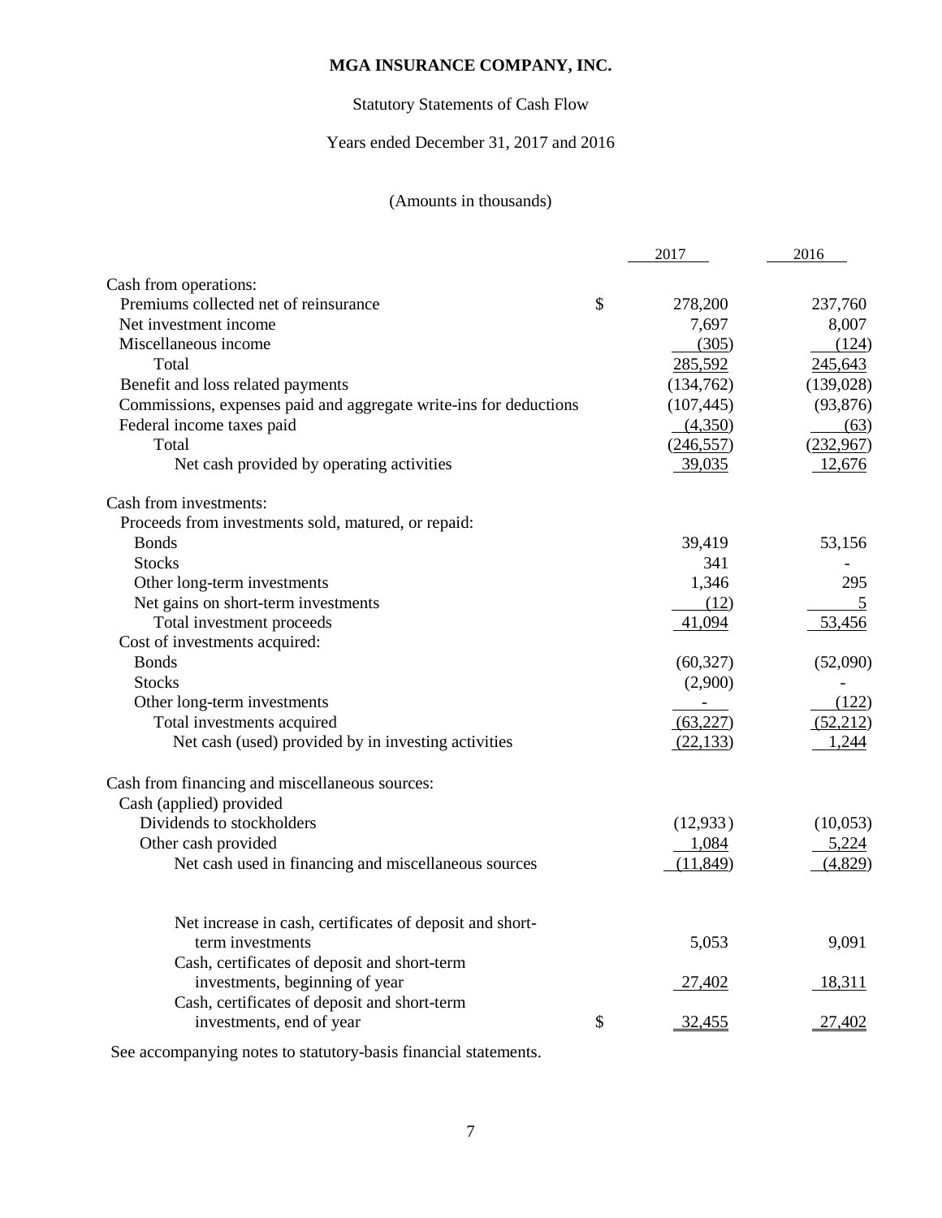# MGA INSURANCE COMPANY, INC.

Statutory Statements of Cash Flow

Years ended December 31, 2017 and 2016

(Amounts in thousands)

| | | 2017 | 2016 |
|---|---|---|---|
| Cash from operations: | | | |
| Premiums collected net of reinsurance | $ | 278,200 | 237,760 |
| Net investment income | | 7,697 | 8,007 |
| Miscellaneous income | | (305) | (124) |
| Total | | 285,592 | 245,643 |
| Benefit and loss related payments | | (134,762) | (139,028) |
| Commissions, expenses paid and aggregate write-ins for deductions | | (107,445) | (93,876) |
| Federal income taxes paid | | (4,350) | (63) |
| Total | | (246,557) | (232,967) |
| Net cash provided by operating activities | | 39,035 | 12,676 |
| Cash from investments: | | | |
| Proceeds from investments sold, matured, or repaid: | | | |
| Bonds | | 39,419 | 53,156 |
| Stocks | | 341 | - |
| Other long-term investments | | 1,346 | 295 |
| Net gains on short-term investments | | (12) | 5 |
| Total investment proceeds | | 41,094 | 53,456 |
| Cost of investments acquired: | | | |
| Bonds | | (60,327) | (52,090) |
| Stocks | | (2,900) | - |
| Other long-term investments | | - | (122) |
| Total investments acquired | | (63,227) | (52,212) |
| Net cash (used) provided by in investing activities | | (22,133) | 1,244 |
| Cash from financing and miscellaneous sources: | | | |
| Cash (applied) provided | | | |
| Dividends to stockholders | | (12,933) | (10,053) |
| Other cash provided | | 1,084 | 5,224 |
| Net cash used in financing and miscellaneous sources | | (11,849) | (4,829) |
| Net increase in cash, certificates of deposit and short-term investments | | 5,053 | 9,091 |
| Cash, certificates of deposit and short-term investments, beginning of year | | 27,402 | 18,311 |
| Cash, certificates of deposit and short-term investments, end of year | $ | 32,455 | 27,402 |

See accompanying notes to statutory-basis financial statements.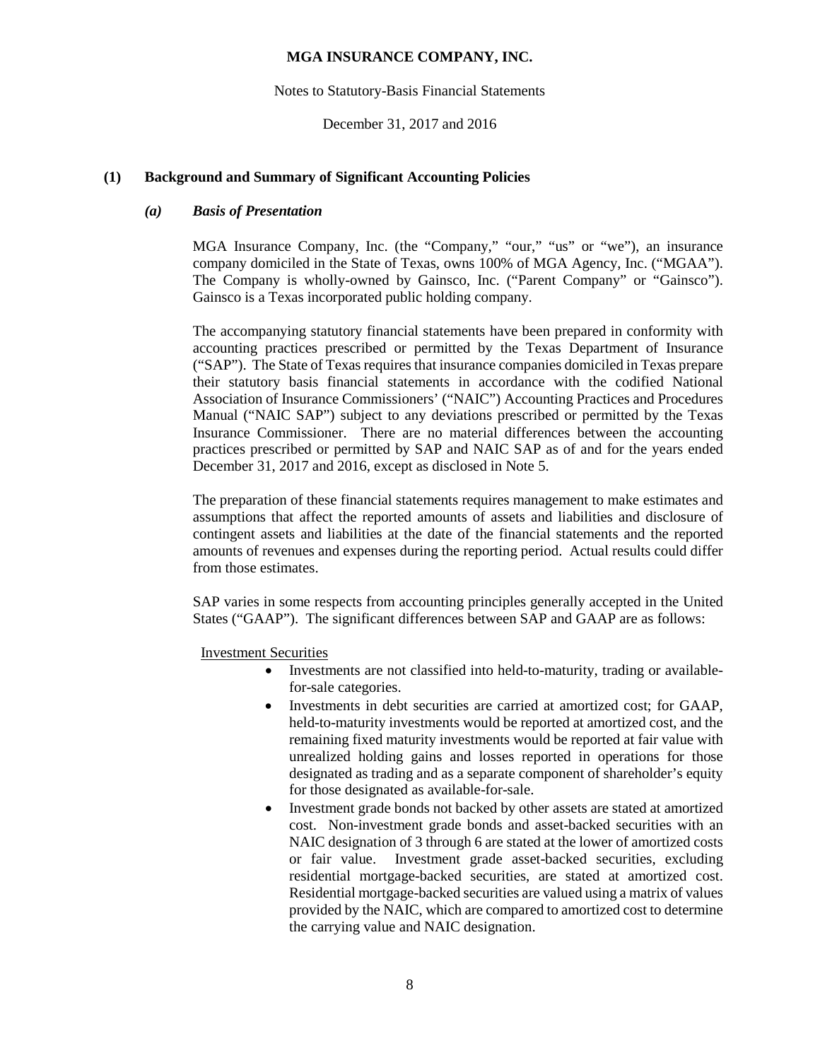## (1) Background and Summary of Significant Accounting Policies

### *(a) Basis of Presentation*

MGA Insurance Company, Inc. (the "Company," "our," "us" or "we"), an insurance company domiciled in the State of Texas, owns 100% of MGA Agency, Inc. ("MGAA"). The Company is wholly-owned by Gainsco, Inc. ("Parent Company" or "Gainsco"). Gainsco is a Texas incorporated public holding company.

The accompanying statutory financial statements have been prepared in conformity with accounting practices prescribed or permitted by the Texas Department of Insurance ("SAP"). The State of Texas requires that insurance companies domiciled in Texas prepare their statutory basis financial statements in accordance with the codified National Association of Insurance Commissioners' ("NAIC") Accounting Practices and Procedures Manual ("NAIC SAP") subject to any deviations prescribed or permitted by the Texas Insurance Commissioner. There are no material differences between the accounting practices prescribed or permitted by SAP and NAIC SAP as of and for the years ended December 31, 2017 and 2016, except as disclosed in Note 5.

The preparation of these financial statements requires management to make estimates and assumptions that affect the reported amounts of assets and liabilities and disclosure of contingent assets and liabilities at the date of the financial statements and the reported amounts of revenues and expenses during the reporting period. Actual results could differ from those estimates.

SAP varies in some respects from accounting principles generally accepted in the United States ("GAAP"). The significant differences between SAP and GAAP are as follows:

<u>Investment Securities</u>

- Investments are not classified into held-to-maturity, trading or available-for-sale categories.
- Investments in debt securities are carried at amortized cost; for GAAP, held-to-maturity investments would be reported at amortized cost, and the remaining fixed maturity investments would be reported at fair value with unrealized holding gains and losses reported in operations for those designated as trading and as a separate component of shareholder's equity for those designated as available-for-sale.
- Investment grade bonds not backed by other assets are stated at amortized cost. Non-investment grade bonds and asset-backed securities with an NAIC designation of 3 through 6 are stated at the lower of amortized costs or fair value. Investment grade asset-backed securities, excluding residential mortgage-backed securities, are stated at amortized cost. Residential mortgage-backed securities are valued using a matrix of values provided by the NAIC, which are compared to amortized cost to determine the carrying value and NAIC designation.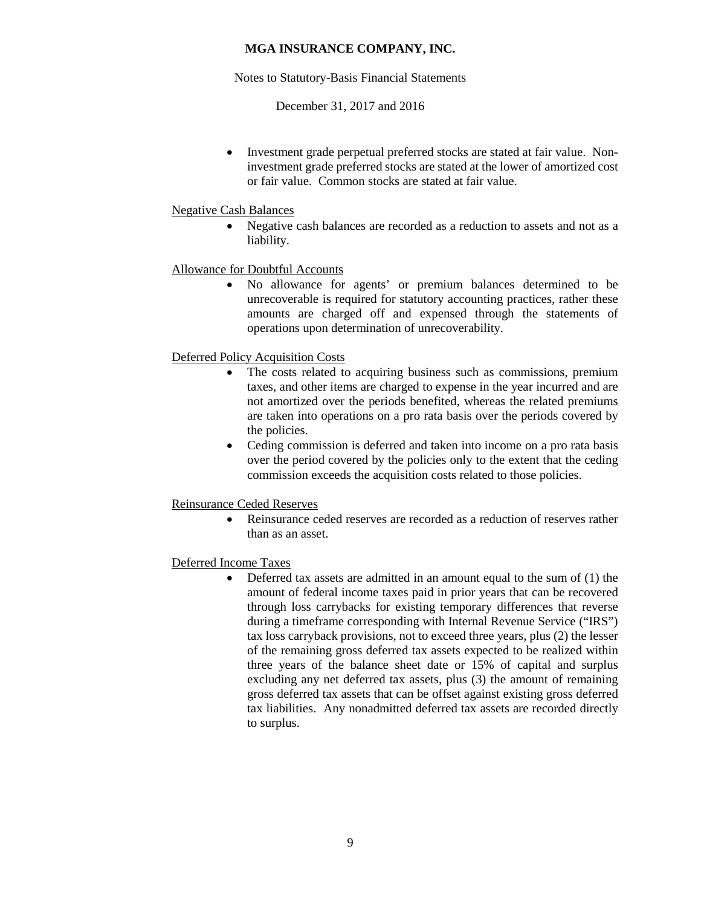- Investment grade perpetual preferred stocks are stated at fair value. Non-investment grade preferred stocks are stated at the lower of amortized cost or fair value. Common stocks are stated at fair value.

Negative Cash Balances

- Negative cash balances are recorded as a reduction to assets and not as a liability.

Allowance for Doubtful Accounts

- No allowance for agents' or premium balances determined to be unrecoverable is required for statutory accounting practices, rather these amounts are charged off and expensed through the statements of operations upon determination of unrecoverability.

Deferred Policy Acquisition Costs

- The costs related to acquiring business such as commissions, premium taxes, and other items are charged to expense in the year incurred and are not amortized over the periods benefited, whereas the related premiums are taken into operations on a pro rata basis over the periods covered by the policies.
- Ceding commission is deferred and taken into income on a pro rata basis over the period covered by the policies only to the extent that the ceding commission exceeds the acquisition costs related to those policies.

Reinsurance Ceded Reserves

- Reinsurance ceded reserves are recorded as a reduction of reserves rather than as an asset.

Deferred Income Taxes

- Deferred tax assets are admitted in an amount equal to the sum of (1) the amount of federal income taxes paid in prior years that can be recovered through loss carrybacks for existing temporary differences that reverse during a timeframe corresponding with Internal Revenue Service ("IRS") tax loss carryback provisions, not to exceed three years, plus (2) the lesser of the remaining gross deferred tax assets expected to be realized within three years of the balance sheet date or 15% of capital and surplus excluding any net deferred tax assets, plus (3) the amount of remaining gross deferred tax assets that can be offset against existing gross deferred tax liabilities. Any nonadmitted deferred tax assets are recorded directly to surplus.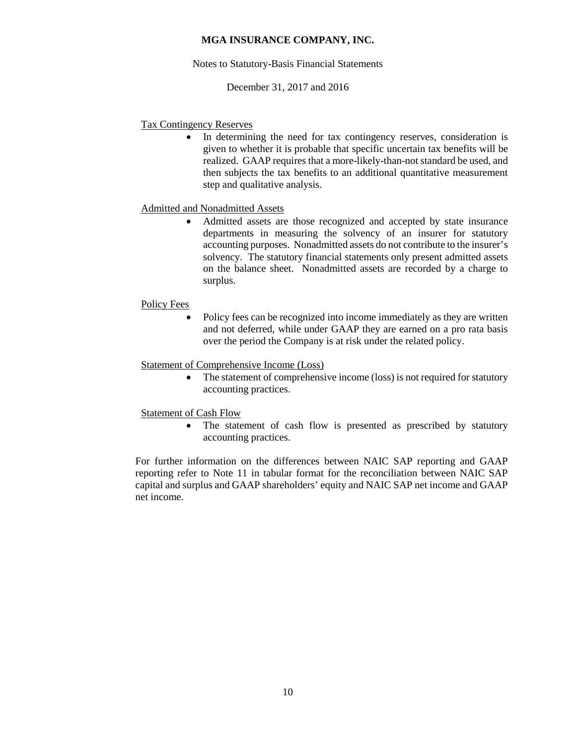Tax Contingency Reserves

- In determining the need for tax contingency reserves, consideration is given to whether it is probable that specific uncertain tax benefits will be realized. GAAP requires that a more-likely-than-not standard be used, and then subjects the tax benefits to an additional quantitative measurement step and qualitative analysis.

Admitted and Nonadmitted Assets

- Admitted assets are those recognized and accepted by state insurance departments in measuring the solvency of an insurer for statutory accounting purposes. Nonadmitted assets do not contribute to the insurer's solvency. The statutory financial statements only present admitted assets on the balance sheet. Nonadmitted assets are recorded by a charge to surplus.

Policy Fees

- Policy fees can be recognized into income immediately as they are written and not deferred, while under GAAP they are earned on a pro rata basis over the period the Company is at risk under the related policy.

Statement of Comprehensive Income (Loss)

- The statement of comprehensive income (loss) is not required for statutory accounting practices.

Statement of Cash Flow

- The statement of cash flow is presented as prescribed by statutory accounting practices.

For further information on the differences between NAIC SAP reporting and GAAP reporting refer to Note 11 in tabular format for the reconciliation between NAIC SAP capital and surplus and GAAP shareholders' equity and NAIC SAP net income and GAAP net income.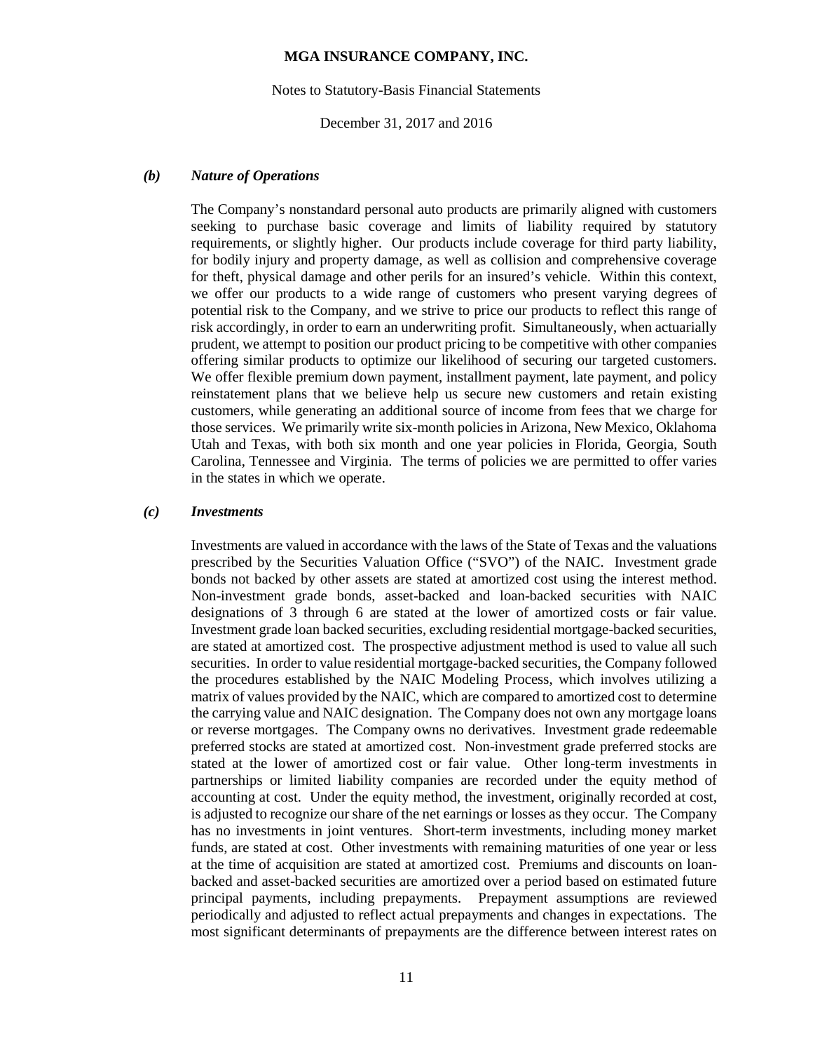### *(b) Nature of Operations*

The Company's nonstandard personal auto products are primarily aligned with customers seeking to purchase basic coverage and limits of liability required by statutory requirements, or slightly higher. Our products include coverage for third party liability, for bodily injury and property damage, as well as collision and comprehensive coverage for theft, physical damage and other perils for an insured's vehicle. Within this context, we offer our products to a wide range of customers who present varying degrees of potential risk to the Company, and we strive to price our products to reflect this range of risk accordingly, in order to earn an underwriting profit. Simultaneously, when actuarially prudent, we attempt to position our product pricing to be competitive with other companies offering similar products to optimize our likelihood of securing our targeted customers. We offer flexible premium down payment, installment payment, late payment, and policy reinstatement plans that we believe help us secure new customers and retain existing customers, while generating an additional source of income from fees that we charge for those services. We primarily write six-month policies in Arizona, New Mexico, Oklahoma Utah and Texas, with both six month and one year policies in Florida, Georgia, South Carolina, Tennessee and Virginia. The terms of policies we are permitted to offer varies in the states in which we operate.

### *(c) Investments*

Investments are valued in accordance with the laws of the State of Texas and the valuations prescribed by the Securities Valuation Office ("SVO") of the NAIC. Investment grade bonds not backed by other assets are stated at amortized cost using the interest method. Non-investment grade bonds, asset-backed and loan-backed securities with NAIC designations of 3 through 6 are stated at the lower of amortized costs or fair value. Investment grade loan backed securities, excluding residential mortgage-backed securities, are stated at amortized cost. The prospective adjustment method is used to value all such securities. In order to value residential mortgage-backed securities, the Company followed the procedures established by the NAIC Modeling Process, which involves utilizing a matrix of values provided by the NAIC, which are compared to amortized cost to determine the carrying value and NAIC designation. The Company does not own any mortgage loans or reverse mortgages. The Company owns no derivatives. Investment grade redeemable preferred stocks are stated at amortized cost. Non-investment grade preferred stocks are stated at the lower of amortized cost or fair value. Other long-term investments in partnerships or limited liability companies are recorded under the equity method of accounting at cost. Under the equity method, the investment, originally recorded at cost, is adjusted to recognize our share of the net earnings or losses as they occur. The Company has no investments in joint ventures. Short-term investments, including money market funds, are stated at cost. Other investments with remaining maturities of one year or less at the time of acquisition are stated at amortized cost. Premiums and discounts on loan-backed and asset-backed securities are amortized over a period based on estimated future principal payments, including prepayments. Prepayment assumptions are reviewed periodically and adjusted to reflect actual prepayments and changes in expectations. The most significant determinants of prepayments are the difference between interest rates on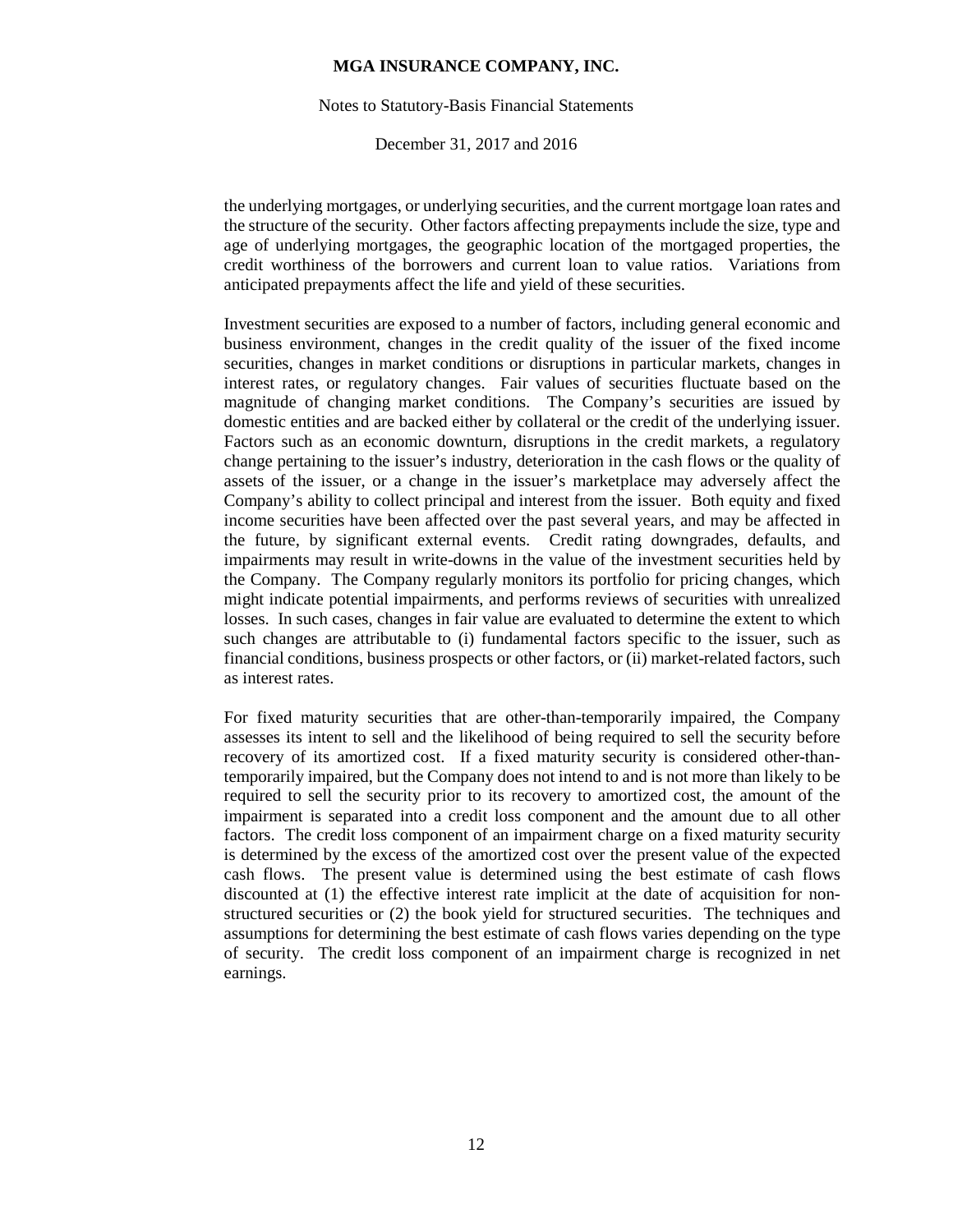the underlying mortgages, or underlying securities, and the current mortgage loan rates and the structure of the security. Other factors affecting prepayments include the size, type and age of underlying mortgages, the geographic location of the mortgaged properties, the credit worthiness of the borrowers and current loan to value ratios. Variations from anticipated prepayments affect the life and yield of these securities.

Investment securities are exposed to a number of factors, including general economic and business environment, changes in the credit quality of the issuer of the fixed income securities, changes in market conditions or disruptions in particular markets, changes in interest rates, or regulatory changes. Fair values of securities fluctuate based on the magnitude of changing market conditions. The Company's securities are issued by domestic entities and are backed either by collateral or the credit of the underlying issuer. Factors such as an economic downturn, disruptions in the credit markets, a regulatory change pertaining to the issuer's industry, deterioration in the cash flows or the quality of assets of the issuer, or a change in the issuer's marketplace may adversely affect the Company's ability to collect principal and interest from the issuer. Both equity and fixed income securities have been affected over the past several years, and may be affected in the future, by significant external events. Credit rating downgrades, defaults, and impairments may result in write-downs in the value of the investment securities held by the Company. The Company regularly monitors its portfolio for pricing changes, which might indicate potential impairments, and performs reviews of securities with unrealized losses. In such cases, changes in fair value are evaluated to determine the extent to which such changes are attributable to (i) fundamental factors specific to the issuer, such as financial conditions, business prospects or other factors, or (ii) market-related factors, such as interest rates.

For fixed maturity securities that are other-than-temporarily impaired, the Company assesses its intent to sell and the likelihood of being required to sell the security before recovery of its amortized cost. If a fixed maturity security is considered other-than-temporarily impaired, but the Company does not intend to and is not more than likely to be required to sell the security prior to its recovery to amortized cost, the amount of the impairment is separated into a credit loss component and the amount due to all other factors. The credit loss component of an impairment charge on a fixed maturity security is determined by the excess of the amortized cost over the present value of the expected cash flows. The present value is determined using the best estimate of cash flows discounted at (1) the effective interest rate implicit at the date of acquisition for non-structured securities or (2) the book yield for structured securities. The techniques and assumptions for determining the best estimate of cash flows varies depending on the type of security. The credit loss component of an impairment charge is recognized in net earnings.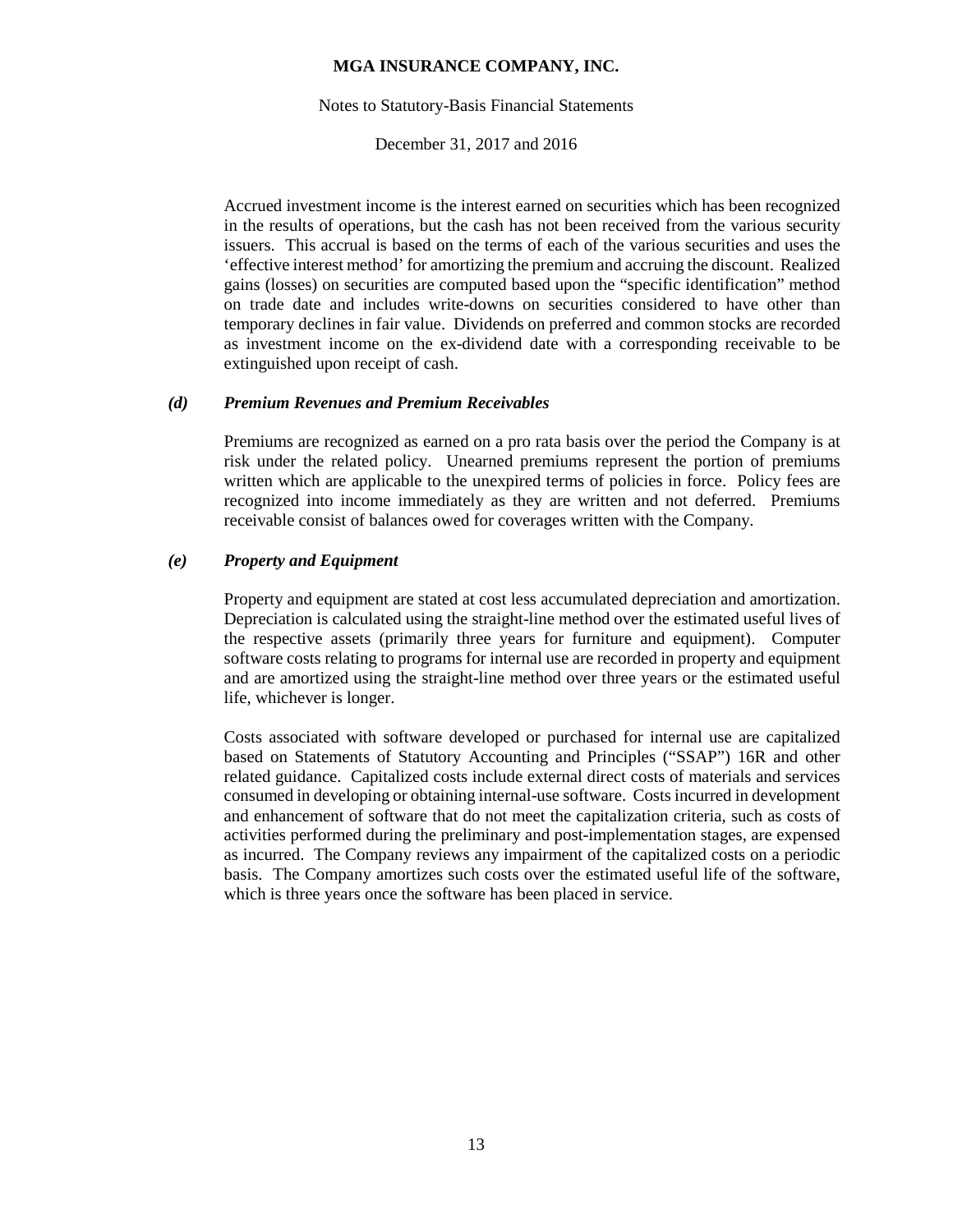Accrued investment income is the interest earned on securities which has been recognized in the results of operations, but the cash has not been received from the various security issuers. This accrual is based on the terms of each of the various securities and uses the 'effective interest method' for amortizing the premium and accruing the discount. Realized gains (losses) on securities are computed based upon the "specific identification" method on trade date and includes write-downs on securities considered to have other than temporary declines in fair value. Dividends on preferred and common stocks are recorded as investment income on the ex-dividend date with a corresponding receivable to be extinguished upon receipt of cash.

### *(d) Premium Revenues and Premium Receivables*

Premiums are recognized as earned on a pro rata basis over the period the Company is at risk under the related policy. Unearned premiums represent the portion of premiums written which are applicable to the unexpired terms of policies in force. Policy fees are recognized into income immediately as they are written and not deferred. Premiums receivable consist of balances owed for coverages written with the Company.

### *(e) Property and Equipment*

Property and equipment are stated at cost less accumulated depreciation and amortization. Depreciation is calculated using the straight-line method over the estimated useful lives of the respective assets (primarily three years for furniture and equipment). Computer software costs relating to programs for internal use are recorded in property and equipment and are amortized using the straight-line method over three years or the estimated useful life, whichever is longer.

Costs associated with software developed or purchased for internal use are capitalized based on Statements of Statutory Accounting and Principles ("SSAP") 16R and other related guidance. Capitalized costs include external direct costs of materials and services consumed in developing or obtaining internal-use software. Costs incurred in development and enhancement of software that do not meet the capitalization criteria, such as costs of activities performed during the preliminary and post-implementation stages, are expensed as incurred. The Company reviews any impairment of the capitalized costs on a periodic basis. The Company amortizes such costs over the estimated useful life of the software, which is three years once the software has been placed in service.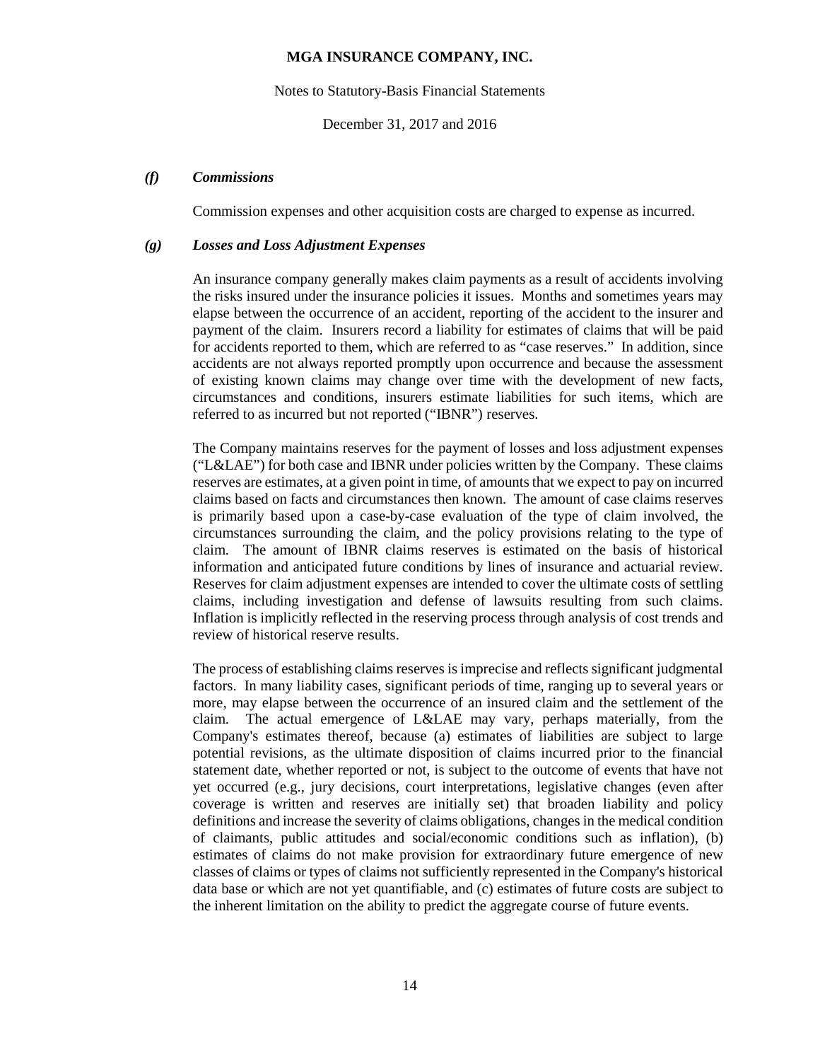### *(f) Commissions*

Commission expenses and other acquisition costs are charged to expense as incurred.

### *(g) Losses and Loss Adjustment Expenses*

An insurance company generally makes claim payments as a result of accidents involving the risks insured under the insurance policies it issues. Months and sometimes years may elapse between the occurrence of an accident, reporting of the accident to the insurer and payment of the claim. Insurers record a liability for estimates of claims that will be paid for accidents reported to them, which are referred to as "case reserves." In addition, since accidents are not always reported promptly upon occurrence and because the assessment of existing known claims may change over time with the development of new facts, circumstances and conditions, insurers estimate liabilities for such items, which are referred to as incurred but not reported ("IBNR") reserves.

The Company maintains reserves for the payment of losses and loss adjustment expenses ("L&LAE") for both case and IBNR under policies written by the Company. These claims reserves are estimates, at a given point in time, of amounts that we expect to pay on incurred claims based on facts and circumstances then known. The amount of case claims reserves is primarily based upon a case-by-case evaluation of the type of claim involved, the circumstances surrounding the claim, and the policy provisions relating to the type of claim. The amount of IBNR claims reserves is estimated on the basis of historical information and anticipated future conditions by lines of insurance and actuarial review. Reserves for claim adjustment expenses are intended to cover the ultimate costs of settling claims, including investigation and defense of lawsuits resulting from such claims. Inflation is implicitly reflected in the reserving process through analysis of cost trends and review of historical reserve results.

The process of establishing claims reserves is imprecise and reflects significant judgmental factors. In many liability cases, significant periods of time, ranging up to several years or more, may elapse between the occurrence of an insured claim and the settlement of the claim. The actual emergence of L&LAE may vary, perhaps materially, from the Company's estimates thereof, because (a) estimates of liabilities are subject to large potential revisions, as the ultimate disposition of claims incurred prior to the financial statement date, whether reported or not, is subject to the outcome of events that have not yet occurred (e.g., jury decisions, court interpretations, legislative changes (even after coverage is written and reserves are initially set) that broaden liability and policy definitions and increase the severity of claims obligations, changes in the medical condition of claimants, public attitudes and social/economic conditions such as inflation), (b) estimates of claims do not make provision for extraordinary future emergence of new classes of claims or types of claims not sufficiently represented in the Company's historical data base or which are not yet quantifiable, and (c) estimates of future costs are subject to the inherent limitation on the ability to predict the aggregate course of future events.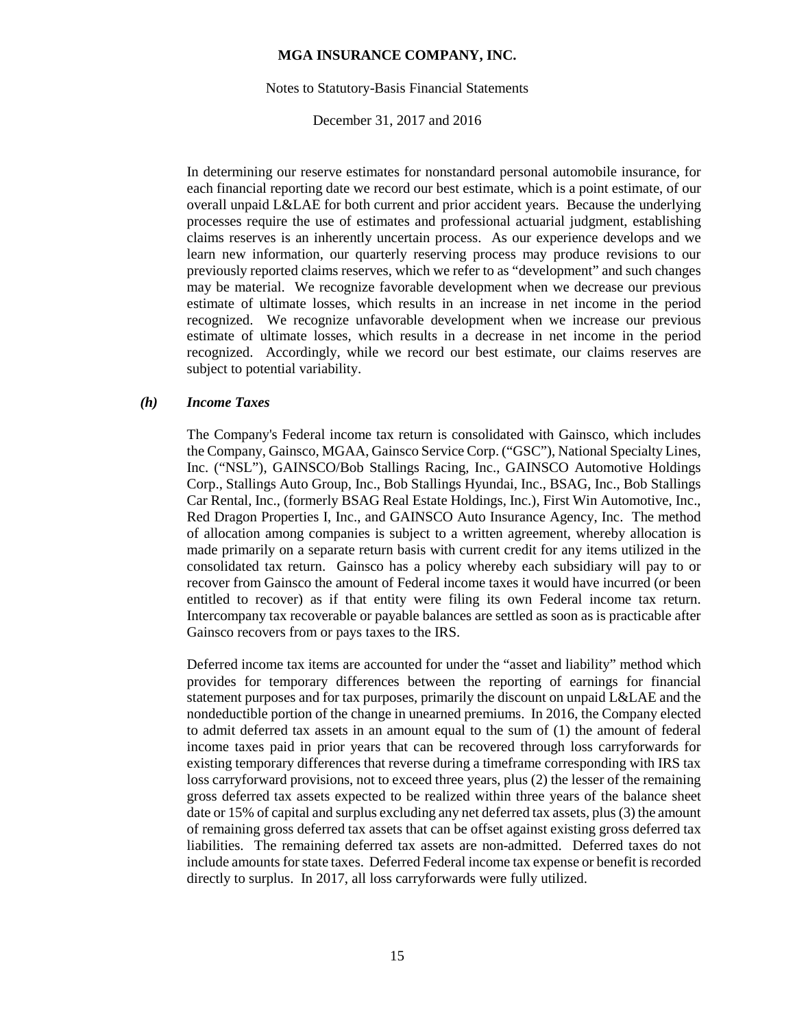In determining our reserve estimates for nonstandard personal automobile insurance, for each financial reporting date we record our best estimate, which is a point estimate, of our overall unpaid L&LAE for both current and prior accident years. Because the underlying processes require the use of estimates and professional actuarial judgment, establishing claims reserves is an inherently uncertain process. As our experience develops and we learn new information, our quarterly reserving process may produce revisions to our previously reported claims reserves, which we refer to as "development" and such changes may be material. We recognize favorable development when we decrease our previous estimate of ultimate losses, which results in an increase in net income in the period recognized. We recognize unfavorable development when we increase our previous estimate of ultimate losses, which results in a decrease in net income in the period recognized. Accordingly, while we record our best estimate, our claims reserves are subject to potential variability.

### *(h) Income Taxes*

The Company's Federal income tax return is consolidated with Gainsco, which includes the Company, Gainsco, MGAA, Gainsco Service Corp. ("GSC"), National Specialty Lines, Inc. ("NSL"), GAINSCO/Bob Stallings Racing, Inc., GAINSCO Automotive Holdings Corp., Stallings Auto Group, Inc., Bob Stallings Hyundai, Inc., BSAG, Inc., Bob Stallings Car Rental, Inc., (formerly BSAG Real Estate Holdings, Inc.), First Win Automotive, Inc., Red Dragon Properties I, Inc., and GAINSCO Auto Insurance Agency, Inc. The method of allocation among companies is subject to a written agreement, whereby allocation is made primarily on a separate return basis with current credit for any items utilized in the consolidated tax return. Gainsco has a policy whereby each subsidiary will pay to or recover from Gainsco the amount of Federal income taxes it would have incurred (or been entitled to recover) as if that entity were filing its own Federal income tax return. Intercompany tax recoverable or payable balances are settled as soon as is practicable after Gainsco recovers from or pays taxes to the IRS.

Deferred income tax items are accounted for under the "asset and liability" method which provides for temporary differences between the reporting of earnings for financial statement purposes and for tax purposes, primarily the discount on unpaid L&LAE and the nondeductible portion of the change in unearned premiums. In 2016, the Company elected to admit deferred tax assets in an amount equal to the sum of (1) the amount of federal income taxes paid in prior years that can be recovered through loss carryforwards for existing temporary differences that reverse during a timeframe corresponding with IRS tax loss carryforward provisions, not to exceed three years, plus (2) the lesser of the remaining gross deferred tax assets expected to be realized within three years of the balance sheet date or 15% of capital and surplus excluding any net deferred tax assets, plus (3) the amount of remaining gross deferred tax assets that can be offset against existing gross deferred tax liabilities. The remaining deferred tax assets are non-admitted. Deferred taxes do not include amounts for state taxes. Deferred Federal income tax expense or benefit is recorded directly to surplus. In 2017, all loss carryforwards were fully utilized.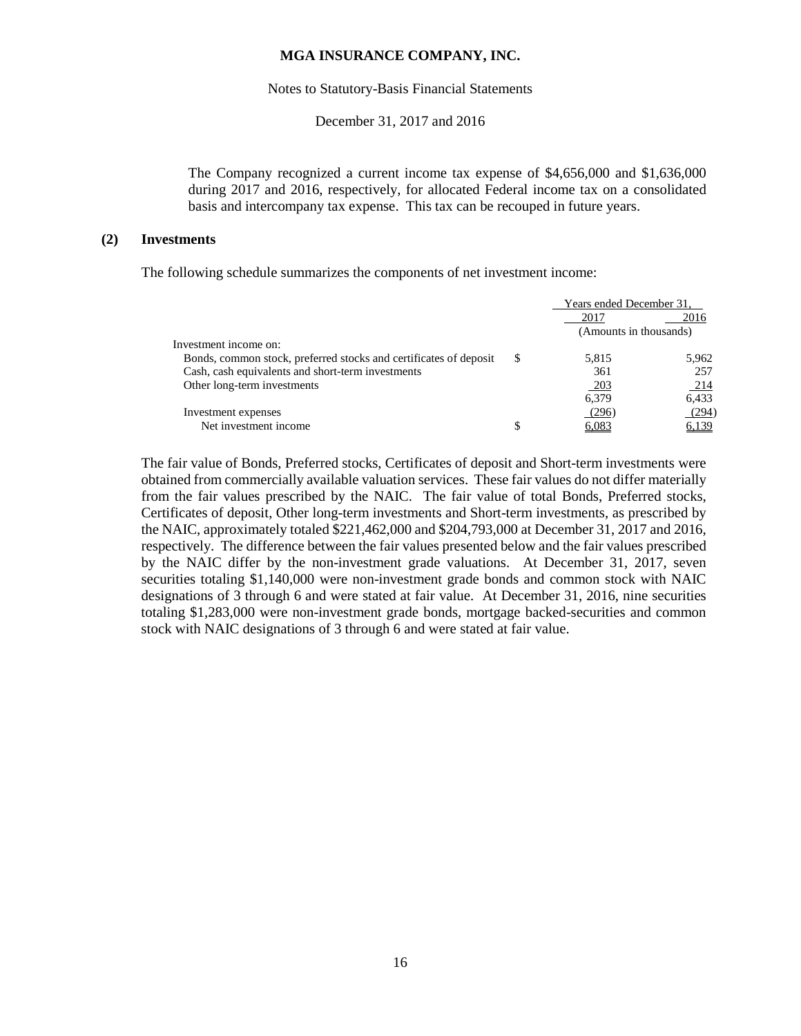The Company recognized a current income tax expense of $4,656,000 and $1,636,000 during 2017 and 2016, respectively, for allocated Federal income tax on a consolidated basis and intercompany tax expense. This tax can be recouped in future years.

## (2) Investments

The following schedule summarizes the components of net investment income:

| | | Years ended December 31, | |
|---|---|---|---|
| | | 2017 | 2016 |
| | | (Amounts in thousands) | |
| Investment income on: | | | |
| Bonds, common stock, preferred stocks and certificates of deposit | $ | 5,815 | 5,962 |
| Cash, cash equivalents and short-term investments | | 361 | 257 |
| Other long-term investments | | 203 | 214 |
| | | 6,379 | 6,433 |
| Investment expenses | | (296) | (294) |
| Net investment income | $ | 6,083 | 6,139 |

The fair value of Bonds, Preferred stocks, Certificates of deposit and Short-term investments were obtained from commercially available valuation services. These fair values do not differ materially from the fair values prescribed by the NAIC. The fair value of total Bonds, Preferred stocks, Certificates of deposit, Other long-term investments and Short-term investments, as prescribed by the NAIC, approximately totaled $221,462,000 and $204,793,000 at December 31, 2017 and 2016, respectively. The difference between the fair values presented below and the fair values prescribed by the NAIC differ by the non-investment grade valuations. At December 31, 2017, seven securities totaling $1,140,000 were non-investment grade bonds and common stock with NAIC designations of 3 through 6 and were stated at fair value. At December 31, 2016, nine securities totaling $1,283,000 were non-investment grade bonds, mortgage backed-securities and common stock with NAIC designations of 3 through 6 and were stated at fair value.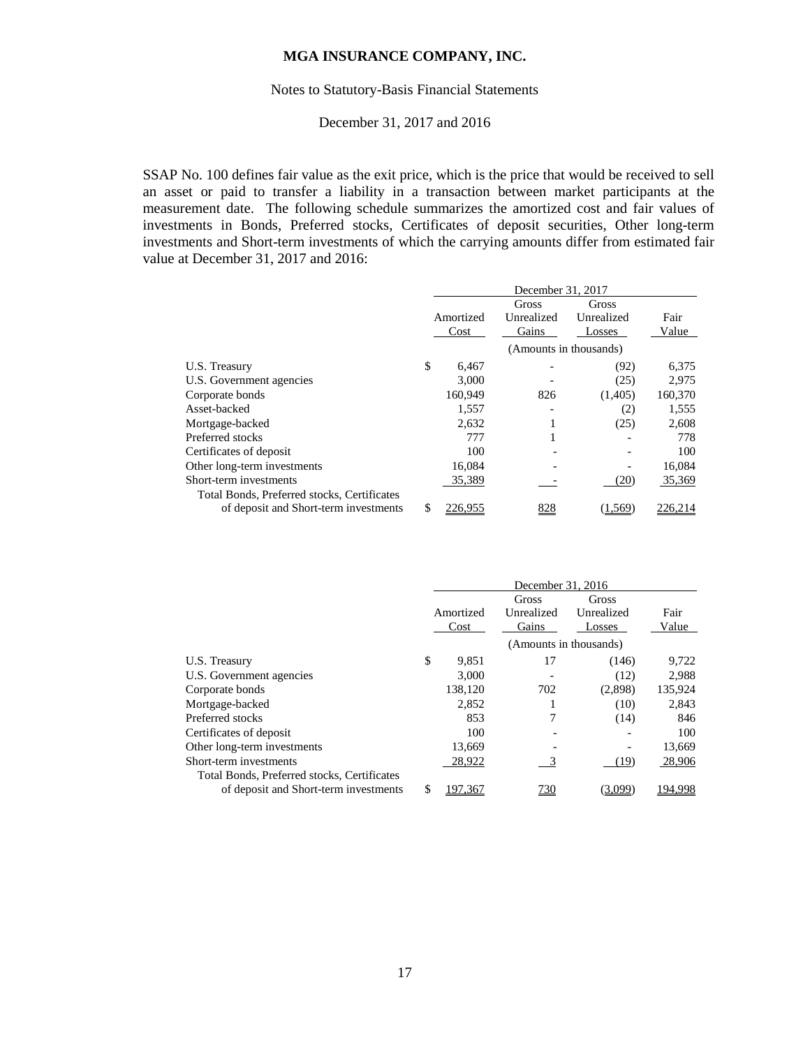SSAP No. 100 defines fair value as the exit price, which is the price that would be received to sell an asset or paid to transfer a liability in a transaction between market participants at the measurement date. The following schedule summarizes the amortized cost and fair values of investments in Bonds, Preferred stocks, Certificates of deposit securities, Other long-term investments and Short-term investments of which the carrying amounts differ from estimated fair value at December 31, 2017 and 2016:

| | December 31, 2017 | | | |
|---|---|---|---|---|
| | Amortized Cost | Gross Unrealized Gains | Gross Unrealized Losses | Fair Value |
| | (Amounts in thousands) | | | |
| U.S. Treasury | $ 6,467 | - | (92) | 6,375 |
| U.S. Government agencies | 3,000 | - | (25) | 2,975 |
| Corporate bonds | 160,949 | 826 | (1,405) | 160,370 |
| Asset-backed | 1,557 | - | (2) | 1,555 |
| Mortgage-backed | 2,632 | 1 | (25) | 2,608 |
| Preferred stocks | 777 | 1 | - | 778 |
| Certificates of deposit | 100 | - | - | 100 |
| Other long-term investments | 16,084 | - | - | 16,084 |
| Short-term investments | 35,389 | - | (20) | 35,369 |
| Total Bonds, Preferred stocks, Certificates of deposit and Short-term investments | $ 226,955 | 828 | (1,569) | 226,214 |

| | December 31, 2016 | | | |
|---|---|---|---|---|
| | Amortized Cost | Gross Unrealized Gains | Gross Unrealized Losses | Fair Value |
| | (Amounts in thousands) | | | |
| U.S. Treasury | $ 9,851 | 17 | (146) | 9,722 |
| U.S. Government agencies | 3,000 | - | (12) | 2,988 |
| Corporate bonds | 138,120 | 702 | (2,898) | 135,924 |
| Mortgage-backed | 2,852 | 1 | (10) | 2,843 |
| Preferred stocks | 853 | 7 | (14) | 846 |
| Certificates of deposit | 100 | - | - | 100 |
| Other long-term investments | 13,669 | - | - | 13,669 |
| Short-term investments | 28,922 | 3 | (19) | 28,906 |
| Total Bonds, Preferred stocks, Certificates of deposit and Short-term investments | $ 197,367 | 730 | (3,099) | 194,998 |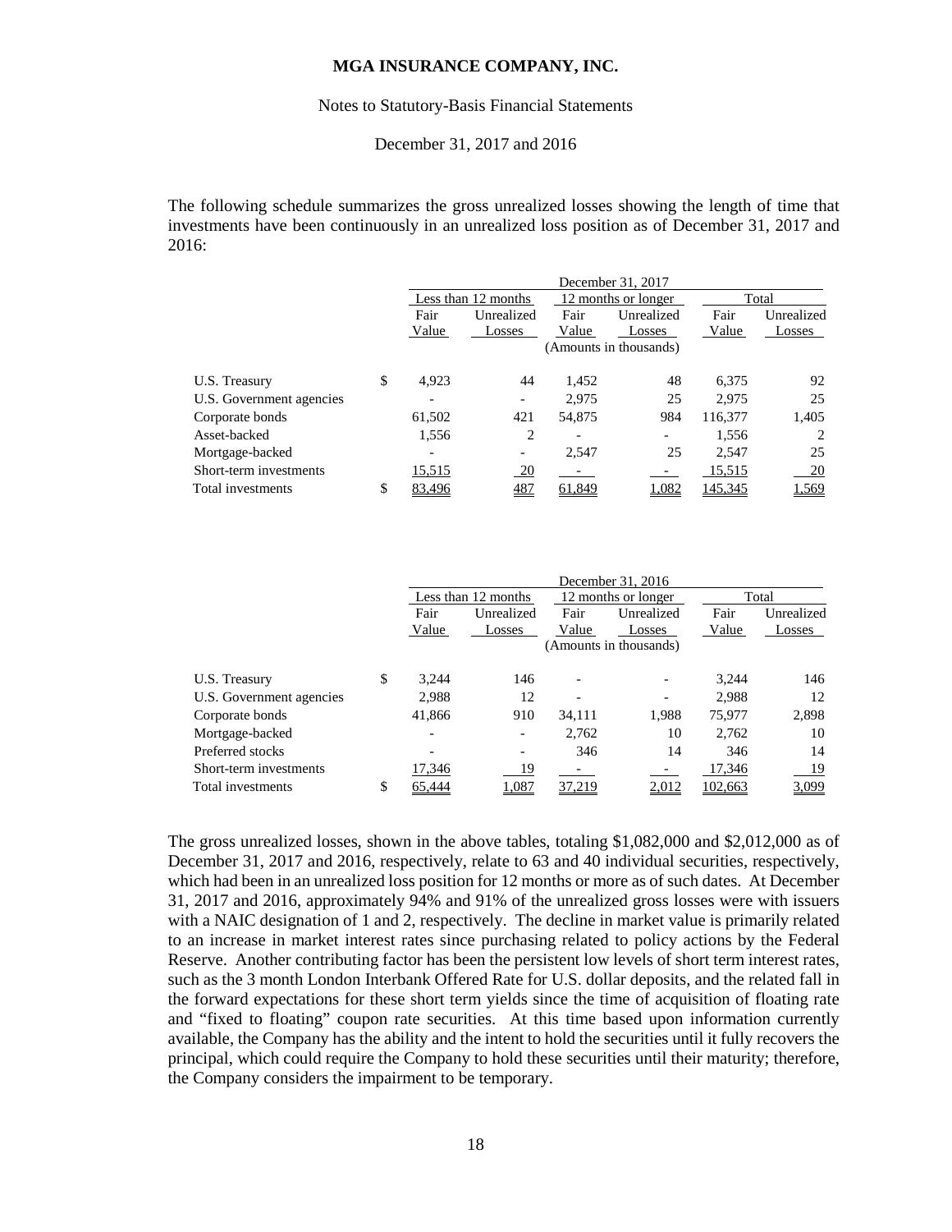The following schedule summarizes the gross unrealized losses showing the length of time that investments have been continuously in an unrealized loss position as of December 31, 2017 and 2016:

| | December 31, 2017 | | | | | |
|---|---|---|---|---|---|---|
| | Less than 12 months | | 12 months or longer | | Total | |
| | Fair Value | Unrealized Losses | Fair Value | Unrealized Losses | Fair Value | Unrealized Losses |
| | (Amounts in thousands) | | | | | |
| U.S. Treasury | $ 4,923 | 44 | 1,452 | 48 | 6,375 | 92 |
| U.S. Government agencies | - | - | 2,975 | 25 | 2,975 | 25 |
| Corporate bonds | 61,502 | 421 | 54,875 | 984 | 116,377 | 1,405 |
| Asset-backed | 1,556 | 2 | - | - | 1,556 | 2 |
| Mortgage-backed | - | - | 2,547 | 25 | 2,547 | 25 |
| Short-term investments | 15,515 | 20 | - | - | 15,515 | 20 |
| Total investments | $ 83,496 | 487 | 61,849 | 1,082 | 145,345 | 1,569 |

| | December 31, 2016 | | | | | |
|---|---|---|---|---|---|---|
| | Less than 12 months | | 12 months or longer | | Total | |
| | Fair Value | Unrealized Losses | Fair Value | Unrealized Losses | Fair Value | Unrealized Losses |
| | (Amounts in thousands) | | | | | |
| U.S. Treasury | $ 3,244 | 146 | - | - | 3,244 | 146 |
| U.S. Government agencies | 2,988 | 12 | - | - | 2,988 | 12 |
| Corporate bonds | 41,866 | 910 | 34,111 | 1,988 | 75,977 | 2,898 |
| Mortgage-backed | - | - | 2,762 | 10 | 2,762 | 10 |
| Preferred stocks | - | - | 346 | 14 | 346 | 14 |
| Short-term investments | 17,346 | 19 | - | - | 17,346 | 19 |
| Total investments | $ 65,444 | 1,087 | 37,219 | 2,012 | 102,663 | 3,099 |

The gross unrealized losses, shown in the above tables, totaling $1,082,000 and $2,012,000 as of December 31, 2017 and 2016, respectively, relate to 63 and 40 individual securities, respectively, which had been in an unrealized loss position for 12 months or more as of such dates. At December 31, 2017 and 2016, approximately 94% and 91% of the unrealized gross losses were with issuers with a NAIC designation of 1 and 2, respectively. The decline in market value is primarily related to an increase in market interest rates since purchasing related to policy actions by the Federal Reserve. Another contributing factor has been the persistent low levels of short term interest rates, such as the 3 month London Interbank Offered Rate for U.S. dollar deposits, and the related fall in the forward expectations for these short term yields since the time of acquisition of floating rate and "fixed to floating" coupon rate securities. At this time based upon information currently available, the Company has the ability and the intent to hold the securities until it fully recovers the principal, which could require the Company to hold these securities until their maturity; therefore, the Company considers the impairment to be temporary.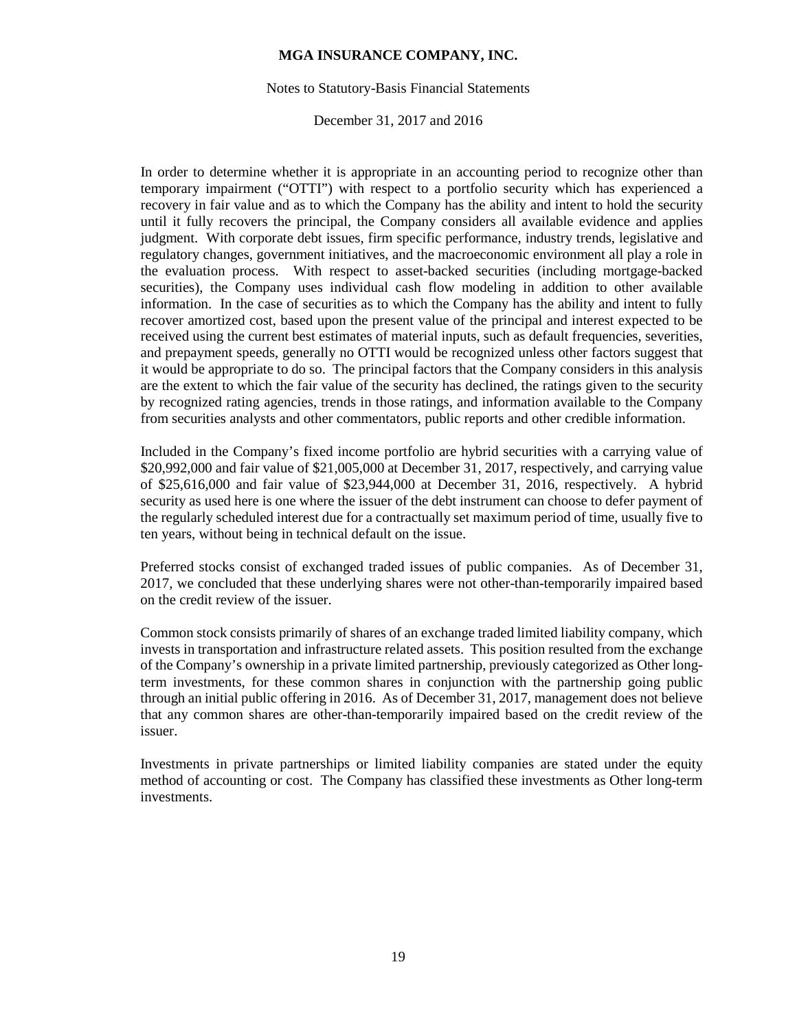In order to determine whether it is appropriate in an accounting period to recognize other than temporary impairment ("OTTI") with respect to a portfolio security which has experienced a recovery in fair value and as to which the Company has the ability and intent to hold the security until it fully recovers the principal, the Company considers all available evidence and applies judgment. With corporate debt issues, firm specific performance, industry trends, legislative and regulatory changes, government initiatives, and the macroeconomic environment all play a role in the evaluation process. With respect to asset-backed securities (including mortgage-backed securities), the Company uses individual cash flow modeling in addition to other available information. In the case of securities as to which the Company has the ability and intent to fully recover amortized cost, based upon the present value of the principal and interest expected to be received using the current best estimates of material inputs, such as default frequencies, severities, and prepayment speeds, generally no OTTI would be recognized unless other factors suggest that it would be appropriate to do so. The principal factors that the Company considers in this analysis are the extent to which the fair value of the security has declined, the ratings given to the security by recognized rating agencies, trends in those ratings, and information available to the Company from securities analysts and other commentators, public reports and other credible information.

Included in the Company's fixed income portfolio are hybrid securities with a carrying value of $20,992,000 and fair value of $21,005,000 at December 31, 2017, respectively, and carrying value of $25,616,000 and fair value of $23,944,000 at December 31, 2016, respectively. A hybrid security as used here is one where the issuer of the debt instrument can choose to defer payment of the regularly scheduled interest due for a contractually set maximum period of time, usually five to ten years, without being in technical default on the issue.

Preferred stocks consist of exchanged traded issues of public companies. As of December 31, 2017, we concluded that these underlying shares were not other-than-temporarily impaired based on the credit review of the issuer.

Common stock consists primarily of shares of an exchange traded limited liability company, which invests in transportation and infrastructure related assets. This position resulted from the exchange of the Company's ownership in a private limited partnership, previously categorized as Other long-term investments, for these common shares in conjunction with the partnership going public through an initial public offering in 2016. As of December 31, 2017, management does not believe that any common shares are other-than-temporarily impaired based on the credit review of the issuer.

Investments in private partnerships or limited liability companies are stated under the equity method of accounting or cost. The Company has classified these investments as Other long-term investments.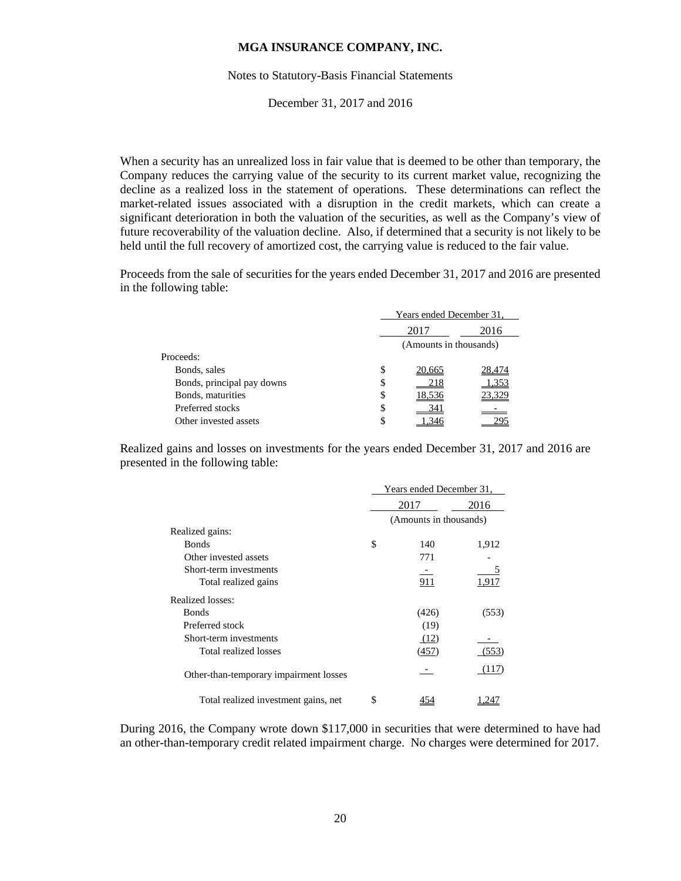When a security has an unrealized loss in fair value that is deemed to be other than temporary, the Company reduces the carrying value of the security to its current market value, recognizing the decline as a realized loss in the statement of operations. These determinations can reflect the market-related issues associated with a disruption in the credit markets, which can create a significant deterioration in both the valuation of the securities, as well as the Company's view of future recoverability of the valuation decline. Also, if determined that a security is not likely to be held until the full recovery of amortized cost, the carrying value is reduced to the fair value.

Proceeds from the sale of securities for the years ended December 31, 2017 and 2016 are presented in the following table:

| | Years ended December 31, | | |
|---|---|---|---|
| | | 2017 | 2016 |
| | (Amounts in thousands) | | |
| Proceeds: | | | |
| Bonds, sales | $ | 20,665 | 28,474 |
| Bonds, principal pay downs | $ | 218 | 1,353 |
| Bonds, maturities | $ | 18,536 | 23,329 |
| Preferred stocks | $ | 341 | - |
| Other invested assets | $ | 1,346 | 295 |

Realized gains and losses on investments for the years ended December 31, 2017 and 2016 are presented in the following table:

| | Years ended December 31, | | |
|---|---|---|---|
| | | 2017 | 2016 |
| | (Amounts in thousands) | | |
| Realized gains: | | | |
| Bonds | $ | 140 | 1,912 |
| Other invested assets | | 771 | - |
| Short-term investments | | - | 5 |
| Total realized gains | | 911 | 1,917 |
| Realized losses: | | | |
| Bonds | | (426) | (553) |
| Preferred stock | | (19) | |
| Short-term investments | | (12) | - |
| Total realized losses | | (457) | (553) |
| Other-than-temporary impairment losses | | - | (117) |
| Total realized investment gains, net | $ | 454 | 1,247 |

During 2016, the Company wrote down $117,000 in securities that were determined to have had an other-than-temporary credit related impairment charge. No charges were determined for 2017.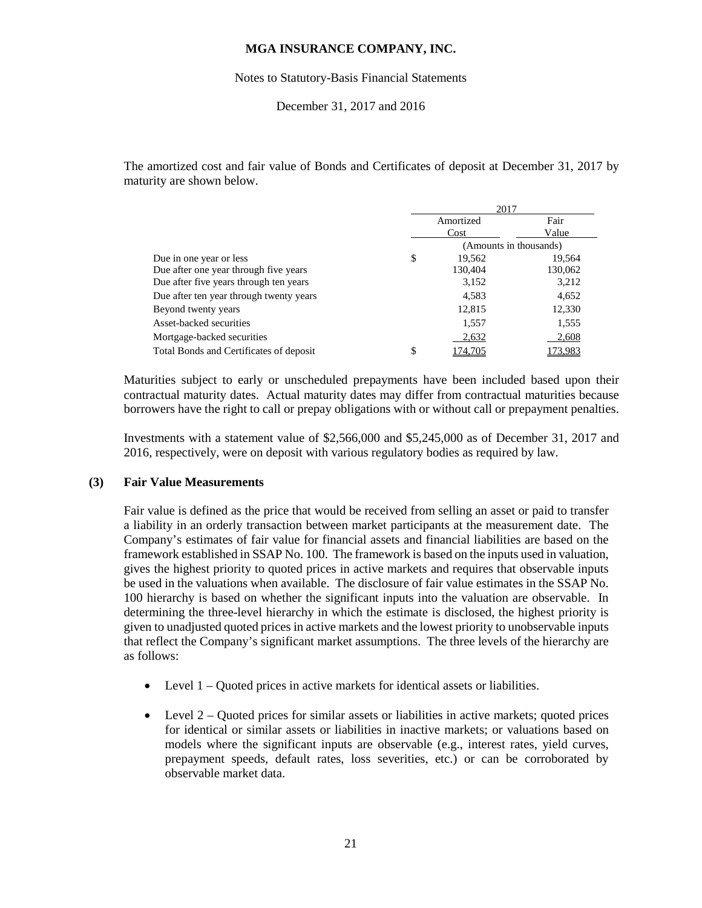The amortized cost and fair value of Bonds and Certificates of deposit at December 31, 2017 by maturity are shown below.

| | 2017 | |
|---|---|---|
| | Amortized Cost | Fair Value |
| | (Amounts in thousands) | |
| Due in one year or less | $ 19,562 | 19,564 |
| Due after one year through five years | 130,404 | 130,062 |
| Due after five years through ten years | 3,152 | 3,212 |
| Due after ten year through twenty years | 4,583 | 4,652 |
| Beyond twenty years | 12,815 | 12,330 |
| Asset-backed securities | 1,557 | 1,555 |
| Mortgage-backed securities | 2,632 | 2,608 |
| Total Bonds and Certificates of deposit | $ 174,705 | 173,983 |

Maturities subject to early or unscheduled prepayments have been included based upon their contractual maturity dates. Actual maturity dates may differ from contractual maturities because borrowers have the right to call or prepay obligations with or without call or prepayment penalties.

Investments with a statement value of $2,566,000 and $5,245,000 as of December 31, 2017 and 2016, respectively, were on deposit with various regulatory bodies as required by law.

## (3) Fair Value Measurements

Fair value is defined as the price that would be received from selling an asset or paid to transfer a liability in an orderly transaction between market participants at the measurement date. The Company's estimates of fair value for financial assets and financial liabilities are based on the framework established in SSAP No. 100. The framework is based on the inputs used in valuation, gives the highest priority to quoted prices in active markets and requires that observable inputs be used in the valuations when available. The disclosure of fair value estimates in the SSAP No. 100 hierarchy is based on whether the significant inputs into the valuation are observable. In determining the three-level hierarchy in which the estimate is disclosed, the highest priority is given to unadjusted quoted prices in active markets and the lowest priority to unobservable inputs that reflect the Company's significant market assumptions. The three levels of the hierarchy are as follows:

- Level 1 – Quoted prices in active markets for identical assets or liabilities.
- Level 2 – Quoted prices for similar assets or liabilities in active markets; quoted prices for identical or similar assets or liabilities in inactive markets; or valuations based on models where the significant inputs are observable (e.g., interest rates, yield curves, prepayment speeds, default rates, loss severities, etc.) or can be corroborated by observable market data.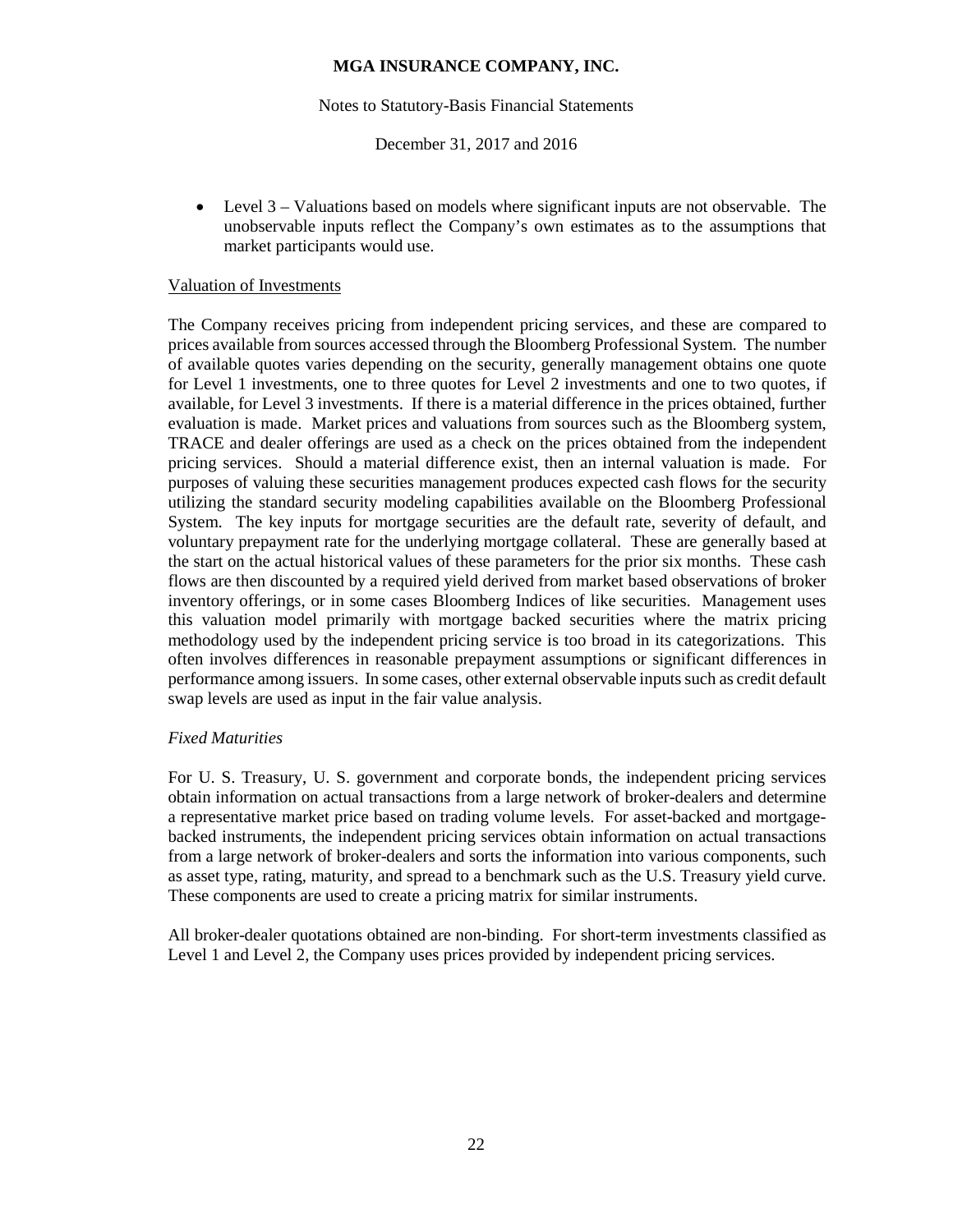- Level 3 – Valuations based on models where significant inputs are not observable. The unobservable inputs reflect the Company's own estimates as to the assumptions that market participants would use.

Valuation of Investments

The Company receives pricing from independent pricing services, and these are compared to prices available from sources accessed through the Bloomberg Professional System. The number of available quotes varies depending on the security, generally management obtains one quote for Level 1 investments, one to three quotes for Level 2 investments and one to two quotes, if available, for Level 3 investments. If there is a material difference in the prices obtained, further evaluation is made. Market prices and valuations from sources such as the Bloomberg system, TRACE and dealer offerings are used as a check on the prices obtained from the independent pricing services. Should a material difference exist, then an internal valuation is made. For purposes of valuing these securities management produces expected cash flows for the security utilizing the standard security modeling capabilities available on the Bloomberg Professional System. The key inputs for mortgage securities are the default rate, severity of default, and voluntary prepayment rate for the underlying mortgage collateral. These are generally based at the start on the actual historical values of these parameters for the prior six months. These cash flows are then discounted by a required yield derived from market based observations of broker inventory offerings, or in some cases Bloomberg Indices of like securities. Management uses this valuation model primarily with mortgage backed securities where the matrix pricing methodology used by the independent pricing service is too broad in its categorizations. This often involves differences in reasonable prepayment assumptions or significant differences in performance among issuers. In some cases, other external observable inputs such as credit default swap levels are used as input in the fair value analysis.

*Fixed Maturities*

For U. S. Treasury, U. S. government and corporate bonds, the independent pricing services obtain information on actual transactions from a large network of broker-dealers and determine a representative market price based on trading volume levels. For asset-backed and mortgage-backed instruments, the independent pricing services obtain information on actual transactions from a large network of broker-dealers and sorts the information into various components, such as asset type, rating, maturity, and spread to a benchmark such as the U.S. Treasury yield curve. These components are used to create a pricing matrix for similar instruments.

All broker-dealer quotations obtained are non-binding. For short-term investments classified as Level 1 and Level 2, the Company uses prices provided by independent pricing services.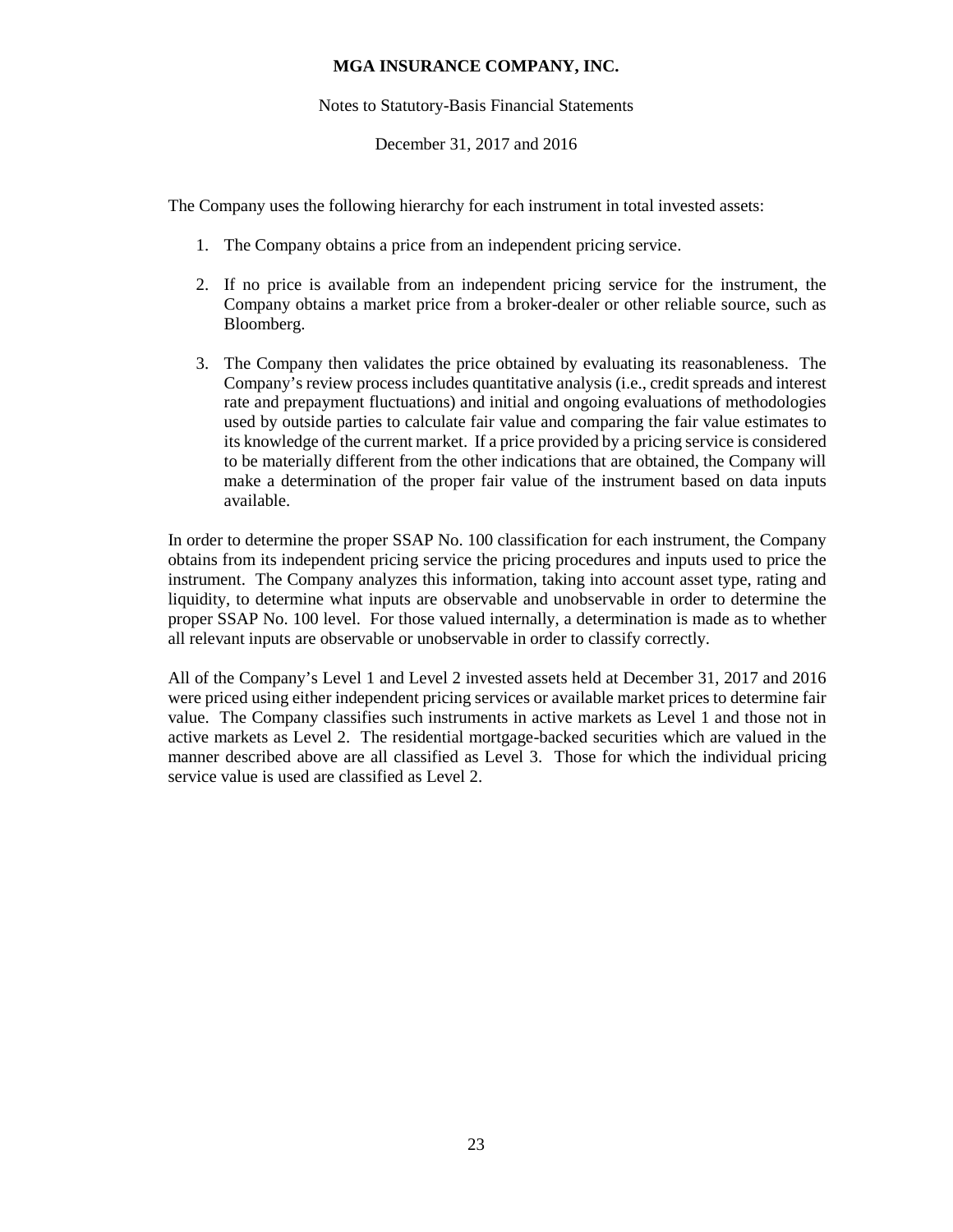The Company uses the following hierarchy for each instrument in total invested assets:

1. The Company obtains a price from an independent pricing service.
2. If no price is available from an independent pricing service for the instrument, the Company obtains a market price from a broker-dealer or other reliable source, such as Bloomberg.
3. The Company then validates the price obtained by evaluating its reasonableness. The Company's review process includes quantitative analysis (i.e., credit spreads and interest rate and prepayment fluctuations) and initial and ongoing evaluations of methodologies used by outside parties to calculate fair value and comparing the fair value estimates to its knowledge of the current market. If a price provided by a pricing service is considered to be materially different from the other indications that are obtained, the Company will make a determination of the proper fair value of the instrument based on data inputs available.

In order to determine the proper SSAP No. 100 classification for each instrument, the Company obtains from its independent pricing service the pricing procedures and inputs used to price the instrument. The Company analyzes this information, taking into account asset type, rating and liquidity, to determine what inputs are observable and unobservable in order to determine the proper SSAP No. 100 level. For those valued internally, a determination is made as to whether all relevant inputs are observable or unobservable in order to classify correctly.

All of the Company's Level 1 and Level 2 invested assets held at December 31, 2017 and 2016 were priced using either independent pricing services or available market prices to determine fair value. The Company classifies such instruments in active markets as Level 1 and those not in active markets as Level 2. The residential mortgage-backed securities which are valued in the manner described above are all classified as Level 3. Those for which the individual pricing service value is used are classified as Level 2.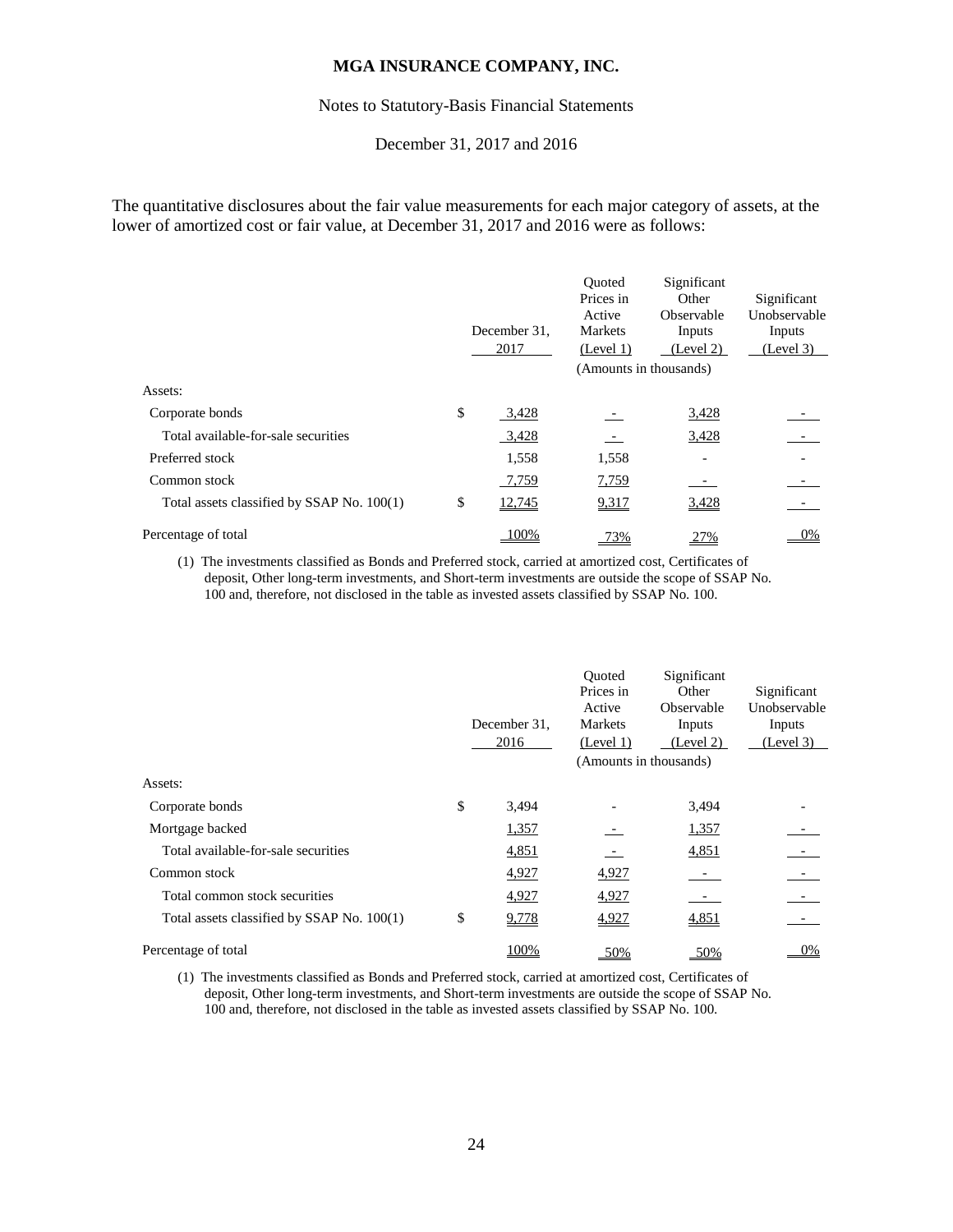The quantitative disclosures about the fair value measurements for each major category of assets, at the lower of amortized cost or fair value, at December 31, 2017 and 2016 were as follows:

| | December 31, 2017 | Quoted Prices in Active Markets (Level 1) | Significant Other Observable Inputs (Level 2) | Significant Unobservable Inputs (Level 3) |
|---|---|---|---|---|
| | | (Amounts in thousands) | | |
| Assets: | | | | |
| Corporate bonds | $ 3,428 | - | 3,428 | - |
| Total available-for-sale securities | 3,428 | - | 3,428 | - |
| Preferred stock | 1,558 | 1,558 | - | - |
| Common stock | 7,759 | 7,759 | - | - |
| Total assets classified by SSAP No. 100(1) | $ 12,745 | 9,317 | 3,428 | - |
| Percentage of total | 100% | 73% | 27% | 0% |

(1) The investments classified as Bonds and Preferred stock, carried at amortized cost, Certificates of deposit, Other long-term investments, and Short-term investments are outside the scope of SSAP No. 100 and, therefore, not disclosed in the table as invested assets classified by SSAP No. 100.

| | December 31, 2016 | Quoted Prices in Active Markets (Level 1) | Significant Other Observable Inputs (Level 2) | Significant Unobservable Inputs (Level 3) |
|---|---|---|---|---|
| | | (Amounts in thousands) | | |
| Assets: | | | | |
| Corporate bonds | $ 3,494 | - | 3,494 | - |
| Mortgage backed | 1,357 | - | 1,357 | - |
| Total available-for-sale securities | 4,851 | - | 4,851 | - |
| Common stock | 4,927 | 4,927 | - | - |
| Total common stock securities | 4,927 | 4,927 | - | - |
| Total assets classified by SSAP No. 100(1) | $ 9,778 | 4,927 | 4,851 | - |
| Percentage of total | 100% | 50% | 50% | 0% |

(1) The investments classified as Bonds and Preferred stock, carried at amortized cost, Certificates of deposit, Other long-term investments, and Short-term investments are outside the scope of SSAP No. 100 and, therefore, not disclosed in the table as invested assets classified by SSAP No. 100.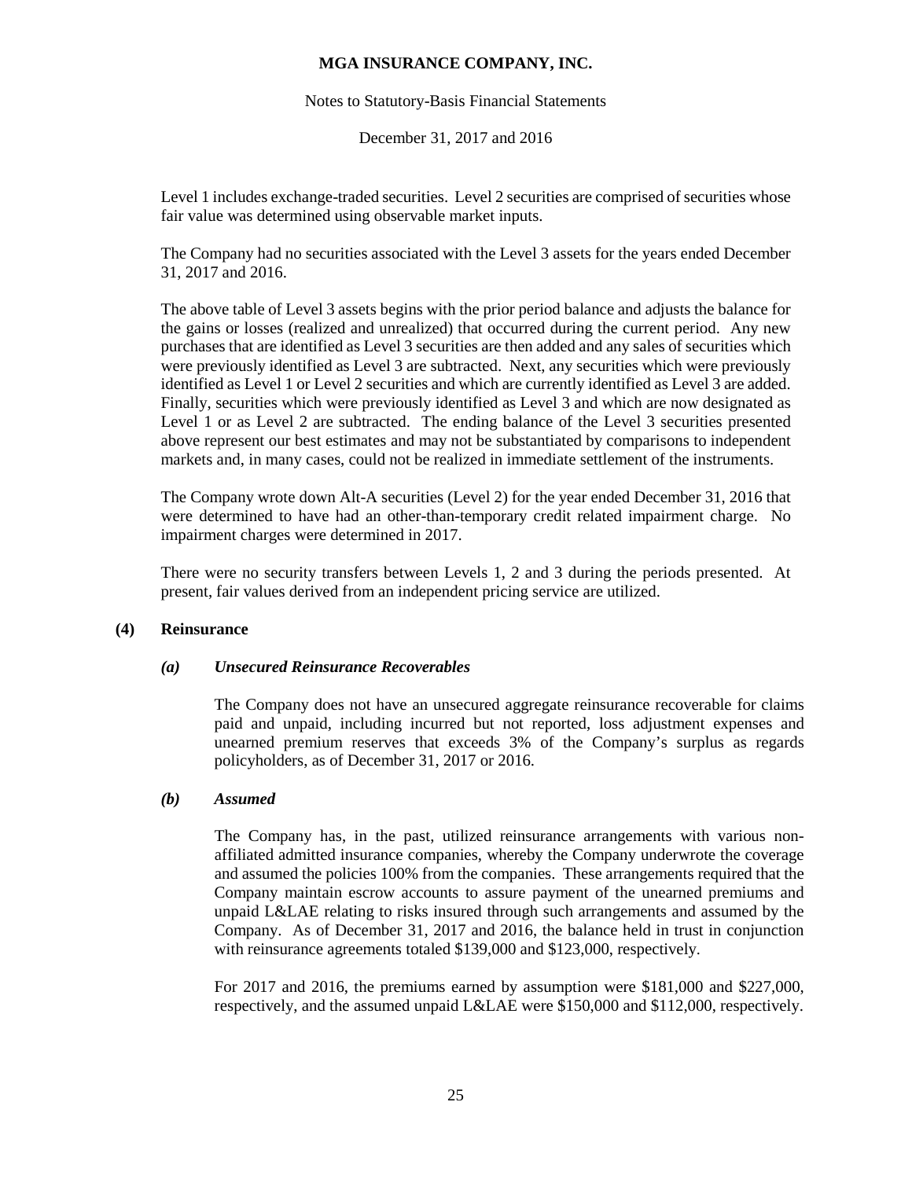Level 1 includes exchange-traded securities. Level 2 securities are comprised of securities whose fair value was determined using observable market inputs.

The Company had no securities associated with the Level 3 assets for the years ended December 31, 2017 and 2016.

The above table of Level 3 assets begins with the prior period balance and adjusts the balance for the gains or losses (realized and unrealized) that occurred during the current period. Any new purchases that are identified as Level 3 securities are then added and any sales of securities which were previously identified as Level 3 are subtracted. Next, any securities which were previously identified as Level 1 or Level 2 securities and which are currently identified as Level 3 are added. Finally, securities which were previously identified as Level 3 and which are now designated as Level 1 or as Level 2 are subtracted. The ending balance of the Level 3 securities presented above represent our best estimates and may not be substantiated by comparisons to independent markets and, in many cases, could not be realized in immediate settlement of the instruments.

The Company wrote down Alt-A securities (Level 2) for the year ended December 31, 2016 that were determined to have had an other-than-temporary credit related impairment charge. No impairment charges were determined in 2017.

There were no security transfers between Levels 1, 2 and 3 during the periods presented. At present, fair values derived from an independent pricing service are utilized.

## (4) Reinsurance

### *(a) Unsecured Reinsurance Recoverables*

The Company does not have an unsecured aggregate reinsurance recoverable for claims paid and unpaid, including incurred but not reported, loss adjustment expenses and unearned premium reserves that exceeds 3% of the Company's surplus as regards policyholders, as of December 31, 2017 or 2016.

### *(b) Assumed*

The Company has, in the past, utilized reinsurance arrangements with various non-affiliated admitted insurance companies, whereby the Company underwrote the coverage and assumed the policies 100% from the companies. These arrangements required that the Company maintain escrow accounts to assure payment of the unearned premiums and unpaid L&LAE relating to risks insured through such arrangements and assumed by the Company. As of December 31, 2017 and 2016, the balance held in trust in conjunction with reinsurance agreements totaled $139,000 and $123,000, respectively.

For 2017 and 2016, the premiums earned by assumption were $181,000 and $227,000, respectively, and the assumed unpaid L&LAE were $150,000 and $112,000, respectively.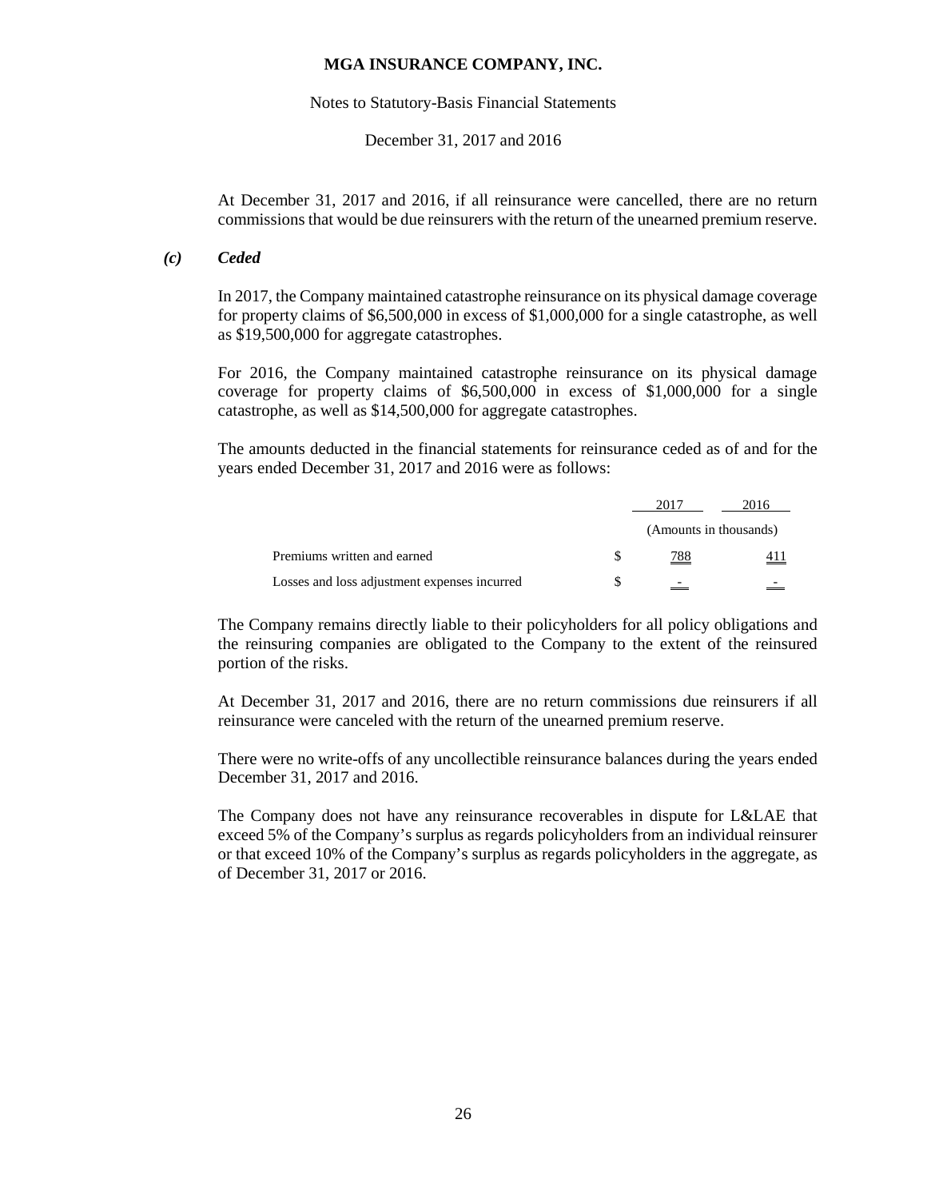At December 31, 2017 and 2016, if all reinsurance were cancelled, there are no return commissions that would be due reinsurers with the return of the unearned premium reserve.

### *(c) Ceded*

In 2017, the Company maintained catastrophe reinsurance on its physical damage coverage for property claims of \$6,500,000 in excess of \$1,000,000 for a single catastrophe, as well as \$19,500,000 for aggregate catastrophes.

For 2016, the Company maintained catastrophe reinsurance on its physical damage coverage for property claims of \$6,500,000 in excess of \$1,000,000 for a single catastrophe, as well as \$14,500,000 for aggregate catastrophes.

The amounts deducted in the financial statements for reinsurance ceded as of and for the years ended December 31, 2017 and 2016 were as follows:

| | | 2017 | 2016 |
|---|---|---|---|
| | | (Amounts in thousands) | |
| Premiums written and earned | $ | 788 | 411 |
| Losses and loss adjustment expenses incurred | $ | - | - |

The Company remains directly liable to their policyholders for all policy obligations and the reinsuring companies are obligated to the Company to the extent of the reinsured portion of the risks.

At December 31, 2017 and 2016, there are no return commissions due reinsurers if all reinsurance were canceled with the return of the unearned premium reserve.

There were no write-offs of any uncollectible reinsurance balances during the years ended December 31, 2017 and 2016.

The Company does not have any reinsurance recoverables in dispute for L&LAE that exceed 5% of the Company's surplus as regards policyholders from an individual reinsurer or that exceed 10% of the Company's surplus as regards policyholders in the aggregate, as of December 31, 2017 or 2016.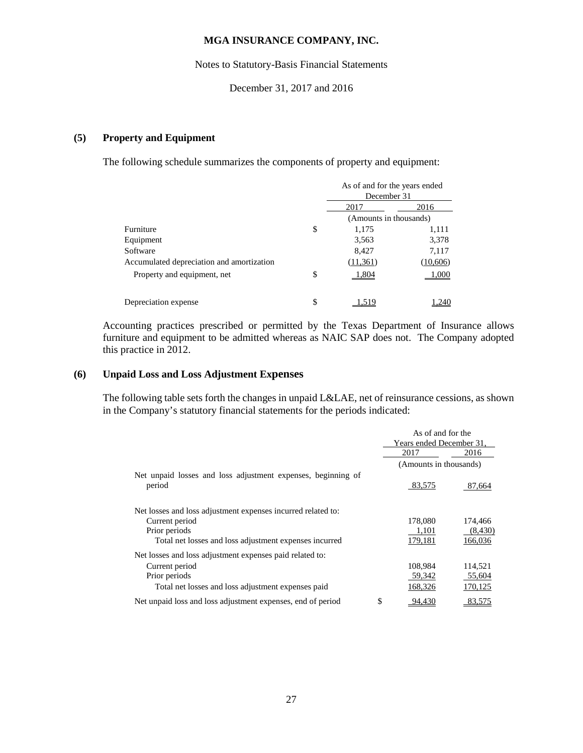MGA INSURANCE COMPANY, INC.

Notes to Statutory-Basis Financial Statements

December 31, 2017 and 2016

## (5) Property and Equipment

The following schedule summarizes the components of property and equipment:

| | | As of and for the years ended December 31 | |
|---|---|---|---|
| | | 2017 | 2016 |
| | | (Amounts in thousands) | |
| Furniture | $ | 1,175 | 1,111 |
| Equipment | | 3,563 | 3,378 |
| Software | | 8,427 | 7,117 |
| Accumulated depreciation and amortization | | (11,361) | (10,606) |
| Property and equipment, net | $ | 1,804 | 1,000 |
| Depreciation expense | $ | 1,519 | 1,240 |

Accounting practices prescribed or permitted by the Texas Department of Insurance allows furniture and equipment to be admitted whereas as NAIC SAP does not. The Company adopted this practice in 2012.

## (6) Unpaid Loss and Loss Adjustment Expenses

The following table sets forth the changes in unpaid L&LAE, net of reinsurance cessions, as shown in the Company's statutory financial statements for the periods indicated:

| | | As of and for the Years ended December 31, | |
|---|---|---|---|
| | | 2017 | 2016 |
| | | (Amounts in thousands) | |
| Net unpaid losses and loss adjustment expenses, beginning of period | | 83,575 | 87,664 |
| Net losses and loss adjustment expenses incurred related to: | | | |
| Current period | | 178,080 | 174,466 |
| Prior periods | | 1,101 | (8,430) |
| Total net losses and loss adjustment expenses incurred | | 179,181 | 166,036 |
| Net losses and loss adjustment expenses paid related to: | | | |
| Current period | | 108,984 | 114,521 |
| Prior periods | | 59,342 | 55,604 |
| Total net losses and loss adjustment expenses paid | | 168,326 | 170,125 |
| Net unpaid loss and loss adjustment expenses, end of period | $ | 94,430 | 83,575 |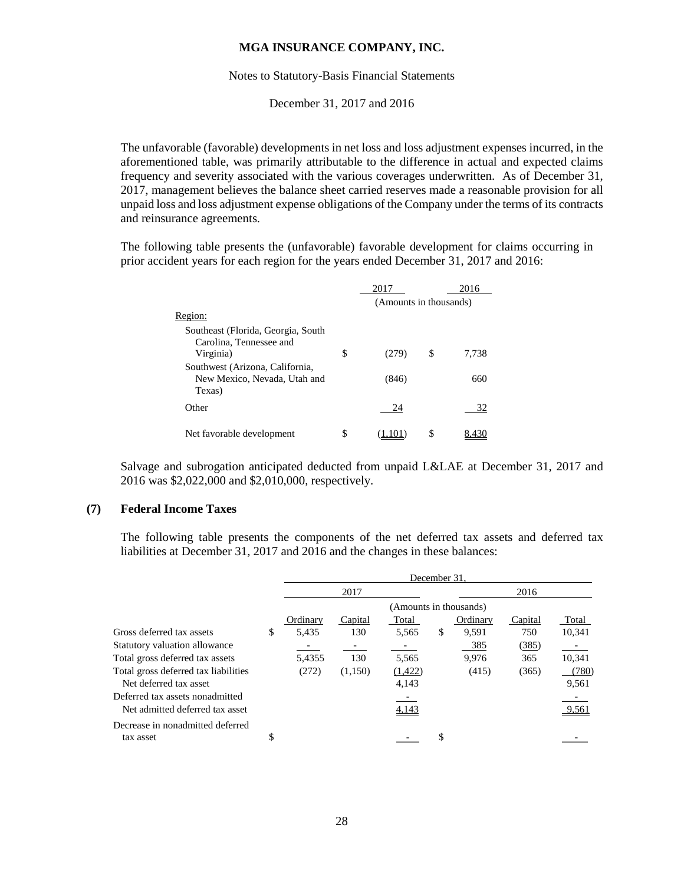The unfavorable (favorable) developments in net loss and loss adjustment expenses incurred, in the aforementioned table, was primarily attributable to the difference in actual and expected claims frequency and severity associated with the various coverages underwritten. As of December 31, 2017, management believes the balance sheet carried reserves made a reasonable provision for all unpaid loss and loss adjustment expense obligations of the Company under the terms of its contracts and reinsurance agreements.

The following table presents the (unfavorable) favorable development for claims occurring in prior accident years for each region for the years ended December 31, 2017 and 2016:

| | 2017 | 2016 |
|---|---|---|
| | (Amounts in thousands) | |
| Region: | | |
| Southeast (Florida, Georgia, South Carolina, Tennessee and Virginia) | $ (279) | $ 7,738 |
| Southwest (Arizona, California, New Mexico, Nevada, Utah and Texas) | (846) | 660 |
| Other | 24 | 32 |
| Net favorable development | $ (1,101) | $ 8,430 |

Salvage and subrogation anticipated deducted from unpaid L&LAE at December 31, 2017 and 2016 was $2,022,000 and $2,010,000, respectively.

## (7) Federal Income Taxes

The following table presents the components of the net deferred tax assets and deferred tax liabilities at December 31, 2017 and 2016 and the changes in these balances:

| | December 31, | | | | | |
|---|---|---|---|---|---|---|
| | 2017 | | | 2016 | | |
| | (Amounts in thousands) | | | | | |
| | Ordinary | Capital | Total | Ordinary | Capital | Total |
| Gross deferred tax assets | $ 5,435 | 130 | 5,565 | $ 9,591 | 750 | 10,341 |
| Statutory valuation allowance | - | - | - | 385 | (385) | - |
| Total gross deferred tax assets | 5,4355 | 130 | 5,565 | 9,976 | 365 | 10,341 |
| Total gross deferred tax liabilities | (272) | (1,150) | (1,422) | (415) | (365) | (780) |
| Net deferred tax asset | | | 4,143 | | | 9,561 |
| Deferred tax assets nonadmitted | | | - | | | - |
| Net admitted deferred tax asset | | | 4,143 | | | 9,561 |
| Decrease in nonadmitted deferred tax asset | $ | | - | $ | | - |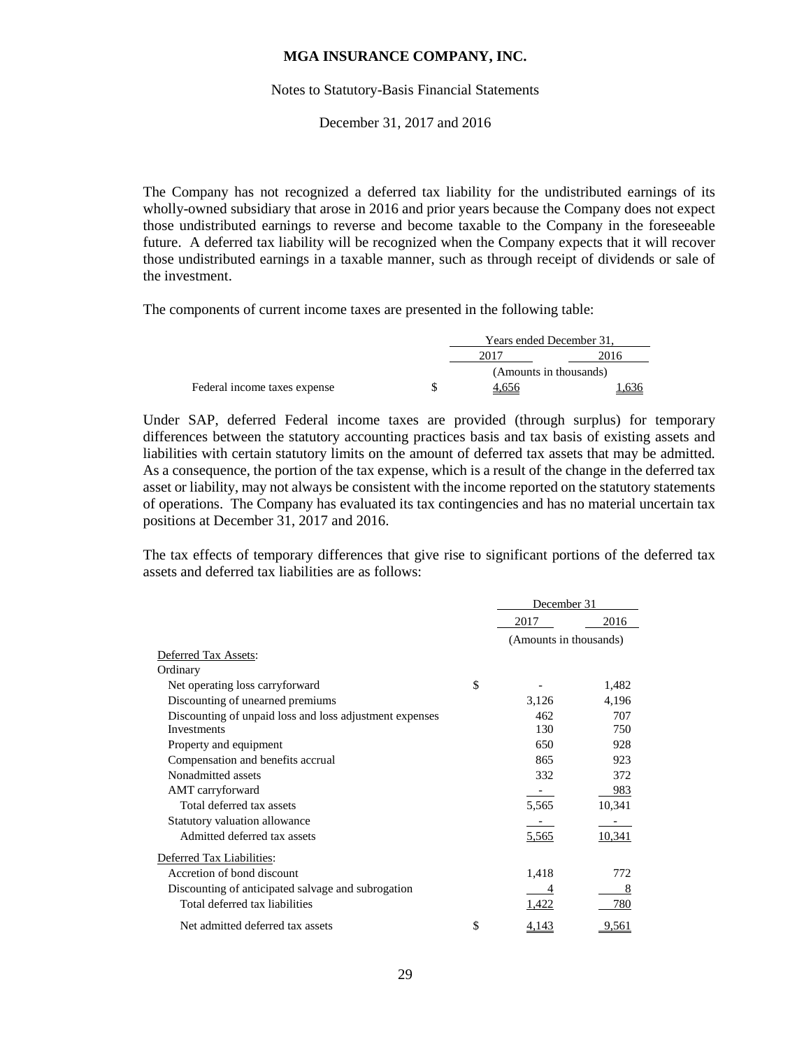The Company has not recognized a deferred tax liability for the undistributed earnings of its wholly-owned subsidiary that arose in 2016 and prior years because the Company does not expect those undistributed earnings to reverse and become taxable to the Company in the foreseeable future. A deferred tax liability will be recognized when the Company expects that it will recover those undistributed earnings in a taxable manner, such as through receipt of dividends or sale of the investment.

The components of current income taxes are presented in the following table:

| | | Years ended December 31, | |
|---|---|---|---|
| | | 2017 | 2016 |
| | | (Amounts in thousands) | |
| Federal income taxes expense | $ | 4,656 | 1,636 |

Under SAP, deferred Federal income taxes are provided (through surplus) for temporary differences between the statutory accounting practices basis and tax basis of existing assets and liabilities with certain statutory limits on the amount of deferred tax assets that may be admitted. As a consequence, the portion of the tax expense, which is a result of the change in the deferred tax asset or liability, may not always be consistent with the income reported on the statutory statements of operations. The Company has evaluated its tax contingencies and has no material uncertain tax positions at December 31, 2017 and 2016.

The tax effects of temporary differences that give rise to significant portions of the deferred tax assets and deferred tax liabilities are as follows:

| | | December 31 | |
|---|---|---|---|
| | | 2017 | 2016 |
| | | (Amounts in thousands) | |
| Deferred Tax Assets: | | | |
| Ordinary | | | |
| Net operating loss carryforward | $ | - | 1,482 |
| Discounting of unearned premiums | | 3,126 | 4,196 |
| Discounting of unpaid loss and loss adjustment expenses | | 462 | 707 |
| Investments | | 130 | 750 |
| Property and equipment | | 650 | 928 |
| Compensation and benefits accrual | | 865 | 923 |
| Nonadmitted assets | | 332 | 372 |
| AMT carryforward | | - | 983 |
| Total deferred tax assets | | 5,565 | 10,341 |
| Statutory valuation allowance | | - | - |
| Admitted deferred tax assets | | 5,565 | 10,341 |
| Deferred Tax Liabilities: | | | |
| Accretion of bond discount | | 1,418 | 772 |
| Discounting of anticipated salvage and subrogation | | 4 | 8 |
| Total deferred tax liabilities | | 1,422 | 780 |
| Net admitted deferred tax assets | $ | 4,143 | 9,561 |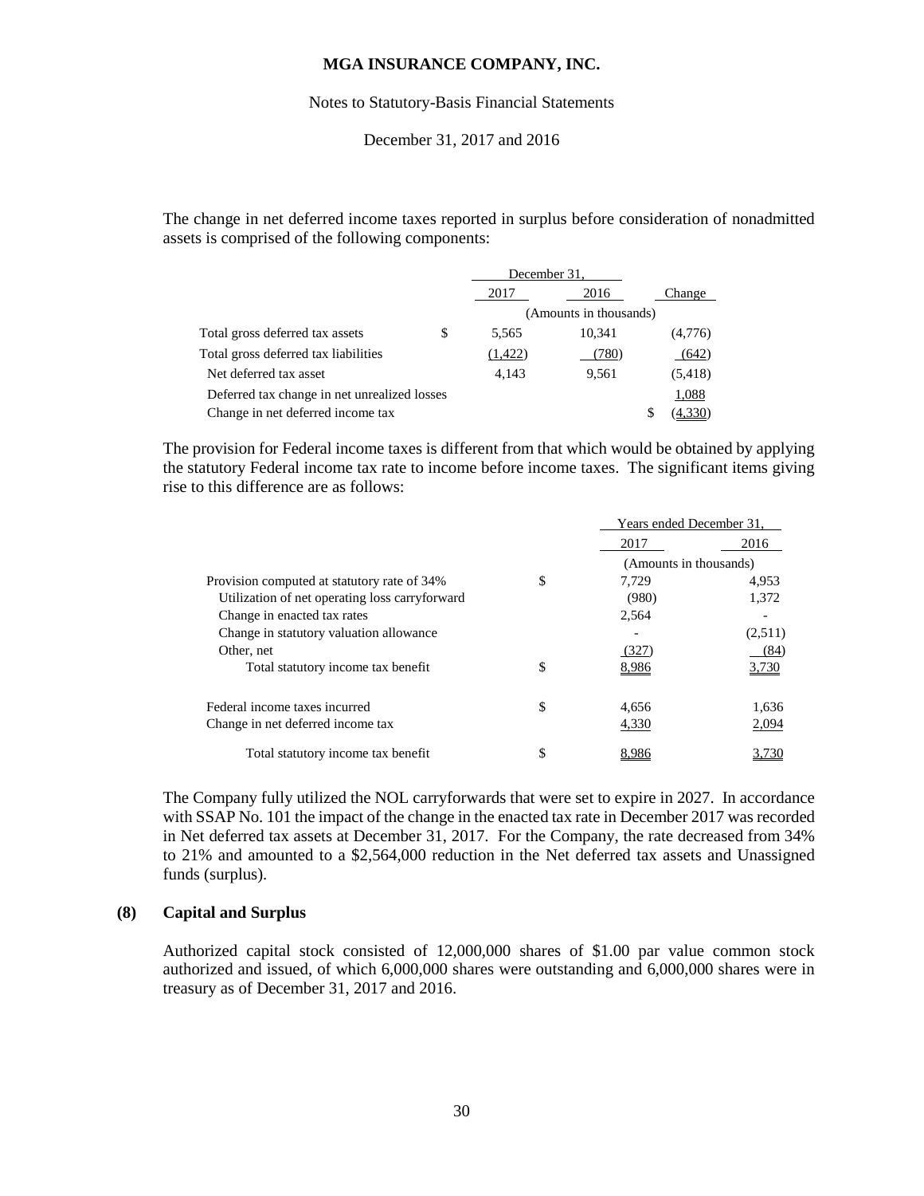The change in net deferred income taxes reported in surplus before consideration of nonadmitted assets is comprised of the following components:

| | December 31, 2017 | December 31, 2016 | Change |
|---|---|---|---|
| | (Amounts in thousands) | | |
| Total gross deferred tax assets | $ 5,565 | 10,341 | (4,776) |
| Total gross deferred tax liabilities | (1,422) | (780) | (642) |
| Net deferred tax asset | 4,143 | 9,561 | (5,418) |
| Deferred tax change in net unrealized losses | | | 1,088 |
| Change in net deferred income tax | | | $ (4,330) |

The provision for Federal income taxes is different from that which would be obtained by applying the statutory Federal income tax rate to income before income taxes. The significant items giving rise to this difference are as follows:

| | Years ended December 31, 2017 | Years ended December 31, 2016 |
|---|---|---|
| | (Amounts in thousands) | |
| Provision computed at statutory rate of 34% | $ 7,729 | 4,953 |
| Utilization of net operating loss carryforward | (980) | 1,372 |
| Change in enacted tax rates | 2,564 | - |
| Change in statutory valuation allowance | - | (2,511) |
| Other, net | (327) | (84) |
| Total statutory income tax benefit | $ 8,986 | 3,730 |
| | | |
| Federal income taxes incurred | $ 4,656 | 1,636 |
| Change in net deferred income tax | 4,330 | 2,094 |
| Total statutory income tax benefit | $ 8,986 | 3,730 |

The Company fully utilized the NOL carryforwards that were set to expire in 2027. In accordance with SSAP No. 101 the impact of the change in the enacted tax rate in December 2017 was recorded in Net deferred tax assets at December 31, 2017. For the Company, the rate decreased from 34% to 21% and amounted to a $2,564,000 reduction in the Net deferred tax assets and Unassigned funds (surplus).

## (8) Capital and Surplus

Authorized capital stock consisted of 12,000,000 shares of $1.00 par value common stock authorized and issued, of which 6,000,000 shares were outstanding and 6,000,000 shares were in treasury as of December 31, 2017 and 2016.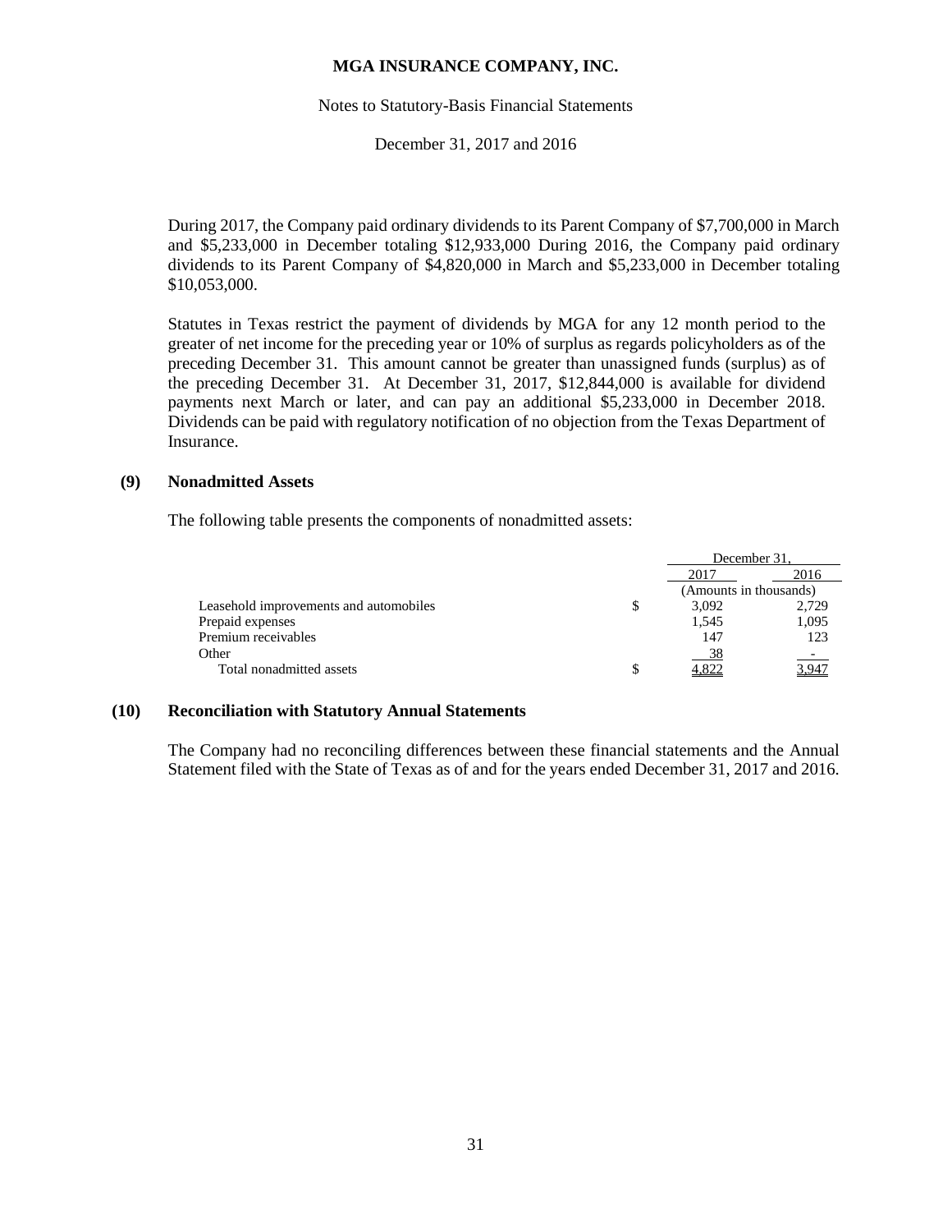During 2017, the Company paid ordinary dividends to its Parent Company of $7,700,000 in March and $5,233,000 in December totaling $12,933,000 During 2016, the Company paid ordinary dividends to its Parent Company of $4,820,000 in March and $5,233,000 in December totaling $10,053,000.

Statutes in Texas restrict the payment of dividends by MGA for any 12 month period to the greater of net income for the preceding year or 10% of surplus as regards policyholders as of the preceding December 31. This amount cannot be greater than unassigned funds (surplus) as of the preceding December 31. At December 31, 2017, $12,844,000 is available for dividend payments next March or later, and can pay an additional $5,233,000 in December 2018. Dividends can be paid with regulatory notification of no objection from the Texas Department of Insurance.

## (9) Nonadmitted Assets

The following table presents the components of nonadmitted assets:

| | | December 31, | |
|---|---|---|---|
| | | 2017 | 2016 |
| | | (Amounts in thousands) | |
| Leasehold improvements and automobiles | $ | 3,092 | 2,729 |
| Prepaid expenses | | 1,545 | 1,095 |
| Premium receivables | | 147 | 123 |
| Other | | 38 | - |
| Total nonadmitted assets | $ | 4,822 | 3,947 |

## (10) Reconciliation with Statutory Annual Statements

The Company had no reconciling differences between these financial statements and the Annual Statement filed with the State of Texas as of and for the years ended December 31, 2017 and 2016.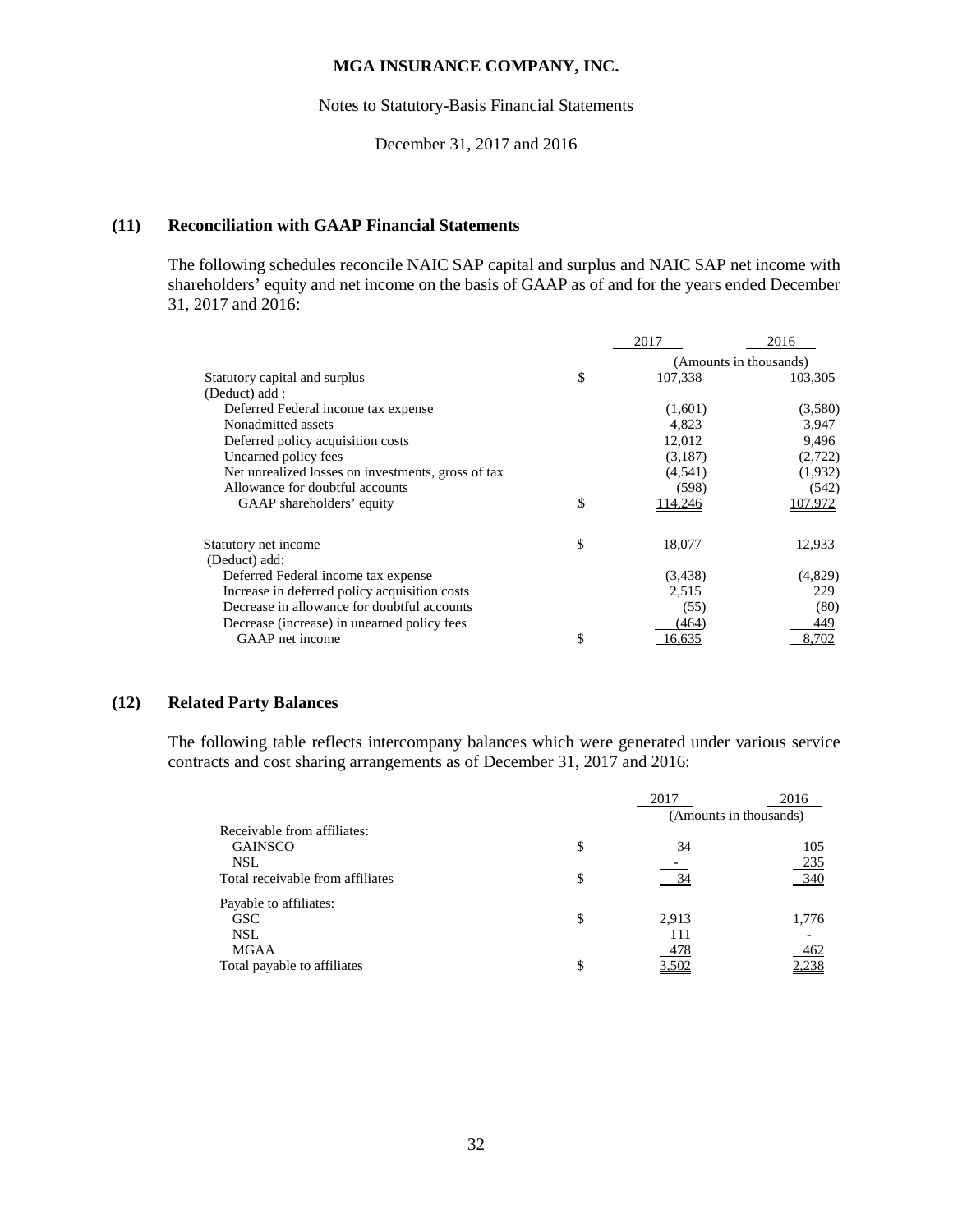**MGA INSURANCE COMPANY, INC.**

Notes to Statutory-Basis Financial Statements

December 31, 2017 and 2016

## (11) Reconciliation with GAAP Financial Statements

The following schedules reconcile NAIC SAP capital and surplus and NAIC SAP net income with shareholders' equity and net income on the basis of GAAP as of and for the years ended December 31, 2017 and 2016:

| | | 2017 | 2016 |
|---|---|---|---|
| | | (Amounts in thousands) | |
| Statutory capital and surplus | $ | 107,338 | 103,305 |
| (Deduct) add : | | | |
| Deferred Federal income tax expense | | (1,601) | (3,580) |
| Nonadmitted assets | | 4,823 | 3,947 |
| Deferred policy acquisition costs | | 12,012 | 9,496 |
| Unearned policy fees | | (3,187) | (2,722) |
| Net unrealized losses on investments, gross of tax | | (4,541) | (1,932) |
| Allowance for doubtful accounts | | (598) | (542) |
| GAAP shareholders' equity | $ | 114,246 | 107,972 |

| | | 2017 | 2016 |
|---|---|---|---|
| Statutory net income | $ | 18,077 | 12,933 |
| (Deduct) add: | | | |
| Deferred Federal income tax expense | | (3,438) | (4,829) |
| Increase in deferred policy acquisition costs | | 2,515 | 229 |
| Decrease in allowance for doubtful accounts | | (55) | (80) |
| Decrease (increase) in unearned policy fees | | (464) | 449 |
| GAAP net income | $ | 16,635 | 8,702 |

## (12) Related Party Balances

The following table reflects intercompany balances which were generated under various service contracts and cost sharing arrangements as of December 31, 2017 and 2016:

| | | 2017 | 2016 |
|---|---|---|---|
| | | (Amounts in thousands) | |
| Receivable from affiliates: | | | |
| GAINSCO | $ | 34 | 105 |
| NSL | | - | 235 |
| Total receivable from affiliates | $ | 34 | 340 |
| Payable to affiliates: | | | |
| GSC | $ | 2,913 | 1,776 |
| NSL | | 111 | - |
| MGAA | | 478 | 462 |
| Total payable to affiliates | $ | 3,502 | 2,238 |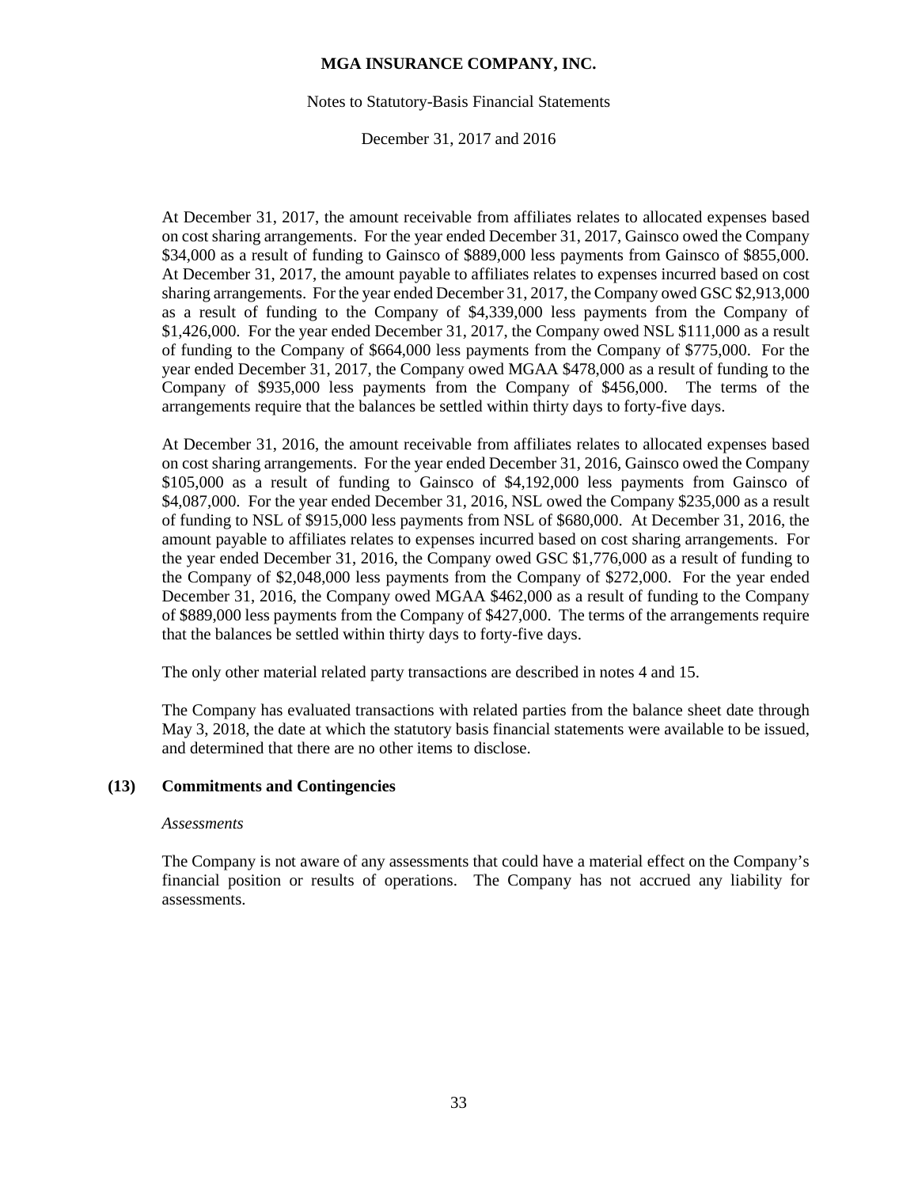At December 31, 2017, the amount receivable from affiliates relates to allocated expenses based on cost sharing arrangements. For the year ended December 31, 2017, Gainsco owed the Company $34,000 as a result of funding to Gainsco of $889,000 less payments from Gainsco of $855,000. At December 31, 2017, the amount payable to affiliates relates to expenses incurred based on cost sharing arrangements. For the year ended December 31, 2017, the Company owed GSC $2,913,000 as a result of funding to the Company of $4,339,000 less payments from the Company of $1,426,000. For the year ended December 31, 2017, the Company owed NSL $111,000 as a result of funding to the Company of $664,000 less payments from the Company of $775,000. For the year ended December 31, 2017, the Company owed MGAA $478,000 as a result of funding to the Company of $935,000 less payments from the Company of $456,000. The terms of the arrangements require that the balances be settled within thirty days to forty-five days.

At December 31, 2016, the amount receivable from affiliates relates to allocated expenses based on cost sharing arrangements. For the year ended December 31, 2016, Gainsco owed the Company $105,000 as a result of funding to Gainsco of $4,192,000 less payments from Gainsco of $4,087,000. For the year ended December 31, 2016, NSL owed the Company $235,000 as a result of funding to NSL of $915,000 less payments from NSL of $680,000. At December 31, 2016, the amount payable to affiliates relates to expenses incurred based on cost sharing arrangements. For the year ended December 31, 2016, the Company owed GSC $1,776,000 as a result of funding to the Company of $2,048,000 less payments from the Company of $272,000. For the year ended December 31, 2016, the Company owed MGAA $462,000 as a result of funding to the Company of $889,000 less payments from the Company of $427,000. The terms of the arrangements require that the balances be settled within thirty days to forty-five days.

The only other material related party transactions are described in notes 4 and 15.

The Company has evaluated transactions with related parties from the balance sheet date through May 3, 2018, the date at which the statutory basis financial statements were available to be issued, and determined that there are no other items to disclose.

## (13) Commitments and Contingencies

*Assessments*

The Company is not aware of any assessments that could have a material effect on the Company's financial position or results of operations. The Company has not accrued any liability for assessments.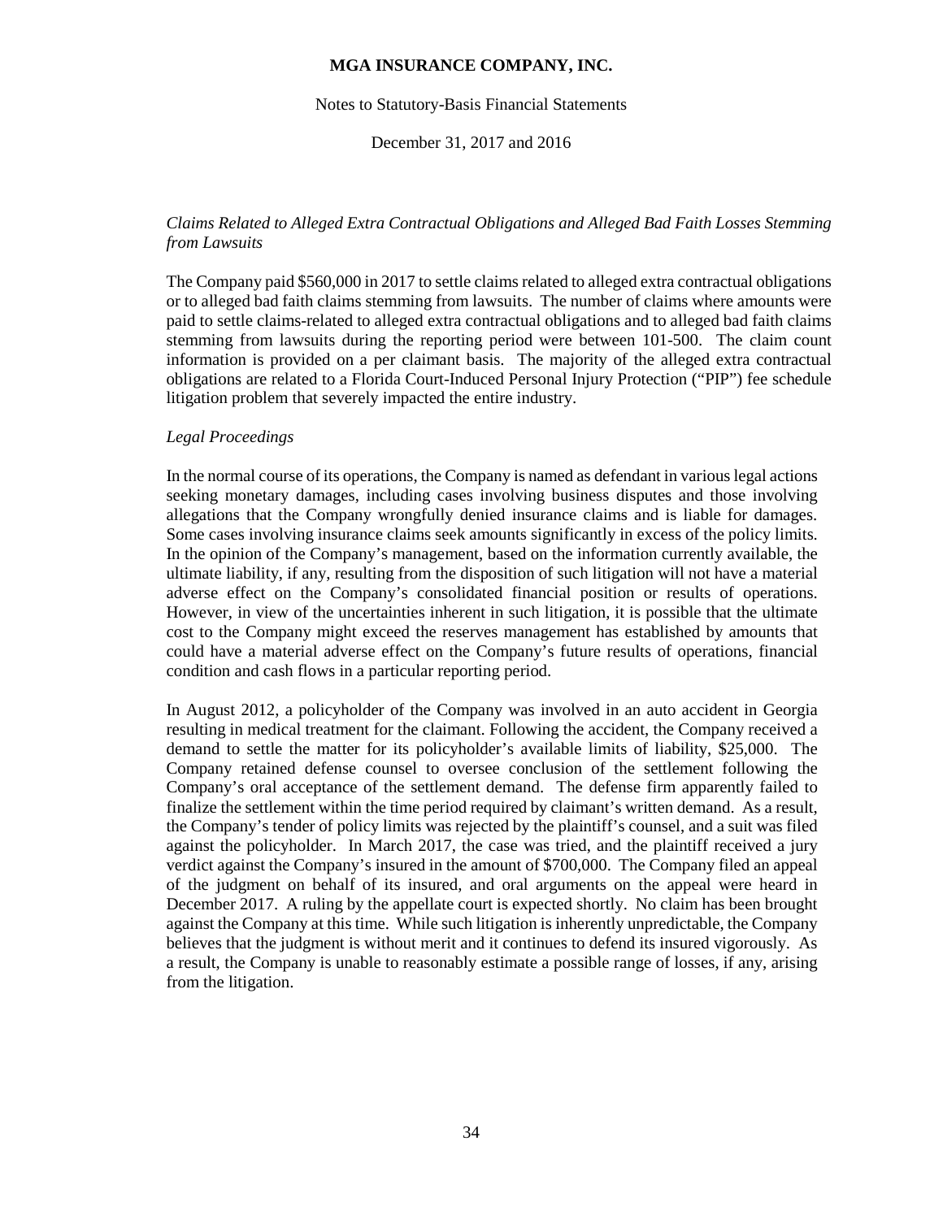*Claims Related to Alleged Extra Contractual Obligations and Alleged Bad Faith Losses Stemming from Lawsuits*

The Company paid $560,000 in 2017 to settle claims related to alleged extra contractual obligations or to alleged bad faith claims stemming from lawsuits. The number of claims where amounts were paid to settle claims-related to alleged extra contractual obligations and to alleged bad faith claims stemming from lawsuits during the reporting period were between 101-500. The claim count information is provided on a per claimant basis. The majority of the alleged extra contractual obligations are related to a Florida Court-Induced Personal Injury Protection ("PIP") fee schedule litigation problem that severely impacted the entire industry.

*Legal Proceedings*

In the normal course of its operations, the Company is named as defendant in various legal actions seeking monetary damages, including cases involving business disputes and those involving allegations that the Company wrongfully denied insurance claims and is liable for damages. Some cases involving insurance claims seek amounts significantly in excess of the policy limits. In the opinion of the Company's management, based on the information currently available, the ultimate liability, if any, resulting from the disposition of such litigation will not have a material adverse effect on the Company's consolidated financial position or results of operations. However, in view of the uncertainties inherent in such litigation, it is possible that the ultimate cost to the Company might exceed the reserves management has established by amounts that could have a material adverse effect on the Company's future results of operations, financial condition and cash flows in a particular reporting period.

In August 2012, a policyholder of the Company was involved in an auto accident in Georgia resulting in medical treatment for the claimant. Following the accident, the Company received a demand to settle the matter for its policyholder's available limits of liability, $25,000. The Company retained defense counsel to oversee conclusion of the settlement following the Company's oral acceptance of the settlement demand. The defense firm apparently failed to finalize the settlement within the time period required by claimant's written demand. As a result, the Company's tender of policy limits was rejected by the plaintiff's counsel, and a suit was filed against the policyholder. In March 2017, the case was tried, and the plaintiff received a jury verdict against the Company's insured in the amount of $700,000. The Company filed an appeal of the judgment on behalf of its insured, and oral arguments on the appeal were heard in December 2017. A ruling by the appellate court is expected shortly. No claim has been brought against the Company at this time. While such litigation is inherently unpredictable, the Company believes that the judgment is without merit and it continues to defend its insured vigorously. As a result, the Company is unable to reasonably estimate a possible range of losses, if any, arising from the litigation.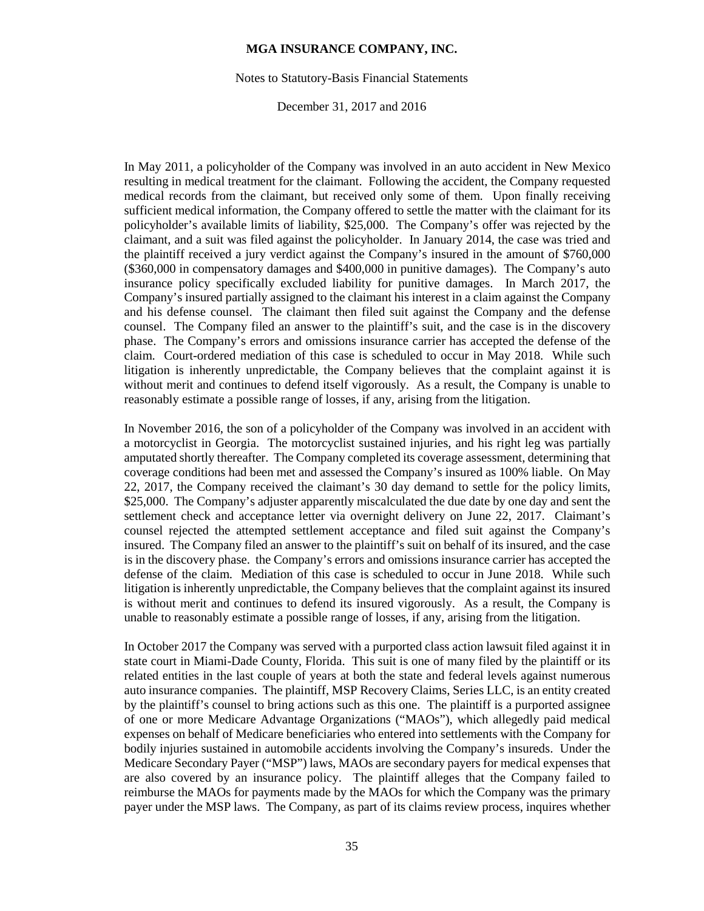In May 2011, a policyholder of the Company was involved in an auto accident in New Mexico resulting in medical treatment for the claimant. Following the accident, the Company requested medical records from the claimant, but received only some of them. Upon finally receiving sufficient medical information, the Company offered to settle the matter with the claimant for its policyholder's available limits of liability, $25,000. The Company's offer was rejected by the claimant, and a suit was filed against the policyholder. In January 2014, the case was tried and the plaintiff received a jury verdict against the Company's insured in the amount of $760,000 ($360,000 in compensatory damages and $400,000 in punitive damages). The Company's auto insurance policy specifically excluded liability for punitive damages. In March 2017, the Company's insured partially assigned to the claimant his interest in a claim against the Company and his defense counsel. The claimant then filed suit against the Company and the defense counsel. The Company filed an answer to the plaintiff's suit, and the case is in the discovery phase. The Company's errors and omissions insurance carrier has accepted the defense of the claim. Court-ordered mediation of this case is scheduled to occur in May 2018. While such litigation is inherently unpredictable, the Company believes that the complaint against it is without merit and continues to defend itself vigorously. As a result, the Company is unable to reasonably estimate a possible range of losses, if any, arising from the litigation.

In November 2016, the son of a policyholder of the Company was involved in an accident with a motorcyclist in Georgia. The motorcyclist sustained injuries, and his right leg was partially amputated shortly thereafter. The Company completed its coverage assessment, determining that coverage conditions had been met and assessed the Company's insured as 100% liable. On May 22, 2017, the Company received the claimant's 30 day demand to settle for the policy limits, $25,000. The Company's adjuster apparently miscalculated the due date by one day and sent the settlement check and acceptance letter via overnight delivery on June 22, 2017. Claimant's counsel rejected the attempted settlement acceptance and filed suit against the Company's insured. The Company filed an answer to the plaintiff's suit on behalf of its insured, and the case is in the discovery phase. the Company's errors and omissions insurance carrier has accepted the defense of the claim. Mediation of this case is scheduled to occur in June 2018. While such litigation is inherently unpredictable, the Company believes that the complaint against its insured is without merit and continues to defend its insured vigorously. As a result, the Company is unable to reasonably estimate a possible range of losses, if any, arising from the litigation.

In October 2017 the Company was served with a purported class action lawsuit filed against it in state court in Miami-Dade County, Florida. This suit is one of many filed by the plaintiff or its related entities in the last couple of years at both the state and federal levels against numerous auto insurance companies. The plaintiff, MSP Recovery Claims, Series LLC, is an entity created by the plaintiff's counsel to bring actions such as this one. The plaintiff is a purported assignee of one or more Medicare Advantage Organizations ("MAOs"), which allegedly paid medical expenses on behalf of Medicare beneficiaries who entered into settlements with the Company for bodily injuries sustained in automobile accidents involving the Company's insureds. Under the Medicare Secondary Payer ("MSP") laws, MAOs are secondary payers for medical expenses that are also covered by an insurance policy. The plaintiff alleges that the Company failed to reimburse the MAOs for payments made by the MAOs for which the Company was the primary payer under the MSP laws. The Company, as part of its claims review process, inquires whether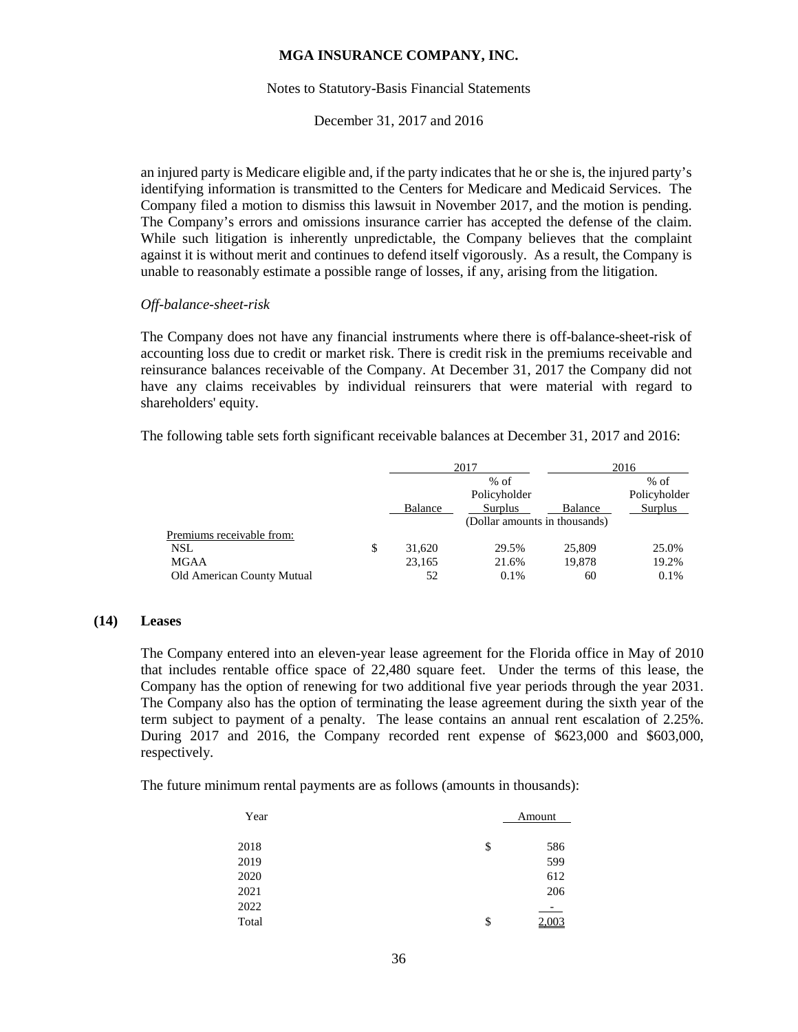an injured party is Medicare eligible and, if the party indicates that he or she is, the injured party's identifying information is transmitted to the Centers for Medicare and Medicaid Services. The Company filed a motion to dismiss this lawsuit in November 2017, and the motion is pending. The Company's errors and omissions insurance carrier has accepted the defense of the claim. While such litigation is inherently unpredictable, the Company believes that the complaint against it is without merit and continues to defend itself vigorously. As a result, the Company is unable to reasonably estimate a possible range of losses, if any, arising from the litigation.

*Off-balance-sheet-risk*

The Company does not have any financial instruments where there is off-balance-sheet-risk of accounting loss due to credit or market risk. There is credit risk in the premiums receivable and reinsurance balances receivable of the Company. At December 31, 2017 the Company did not have any claims receivables by individual reinsurers that were material with regard to shareholders' equity.

The following table sets forth significant receivable balances at December 31, 2017 and 2016:

| | 2017 | | 2016 | |
|---|---|---|---|---|
| | Balance | % of Policyholder Surplus | Balance | % of Policyholder Surplus |
| | (Dollar amounts in thousands) | | | |
| Premiums receivable from: | | | | |
| NSL | $ 31,620 | 29.5% | 25,809 | 25.0% |
| MGAA | 23,165 | 21.6% | 19,878 | 19.2% |
| Old American County Mutual | 52 | 0.1% | 60 | 0.1% |

## (14) Leases

The Company entered into an eleven-year lease agreement for the Florida office in May of 2010 that includes rentable office space of 22,480 square feet. Under the terms of this lease, the Company has the option of renewing for two additional five year periods through the year 2031. The Company also has the option of terminating the lease agreement during the sixth year of the term subject to payment of a penalty. The lease contains an annual rent escalation of 2.25%. During 2017 and 2016, the Company recorded rent expense of $623,000 and $603,000, respectively.

The future minimum rental payments are as follows (amounts in thousands):

| Year | Amount |
|---|---|
| 2018 | $ 586 |
| 2019 | 599 |
| 2020 | 612 |
| 2021 | 206 |
| 2022 | - |
| Total | $ 2,003 |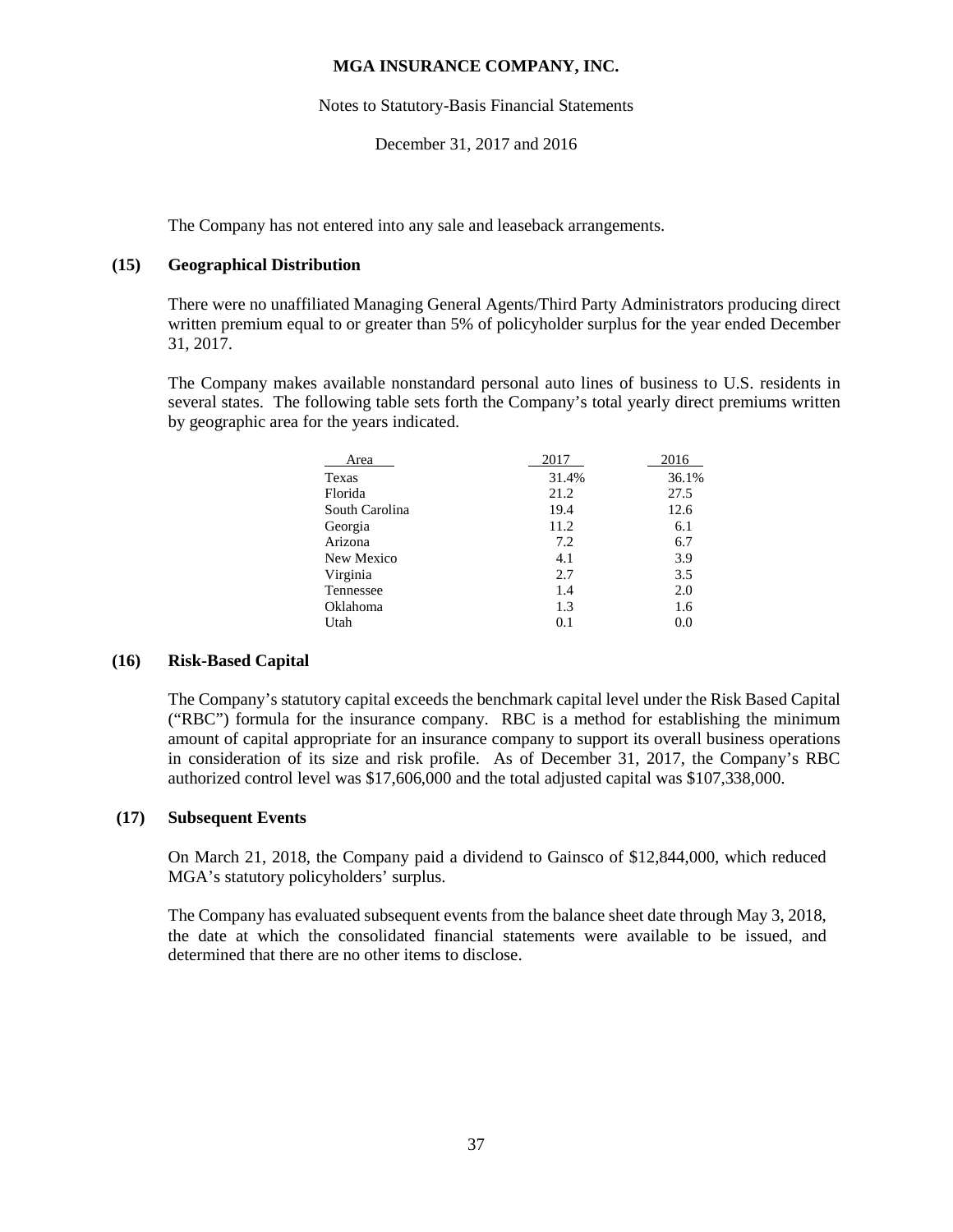The Company has not entered into any sale and leaseback arrangements.

## (15) Geographical Distribution

There were no unaffiliated Managing General Agents/Third Party Administrators producing direct written premium equal to or greater than 5% of policyholder surplus for the year ended December 31, 2017.

The Company makes available nonstandard personal auto lines of business to U.S. residents in several states. The following table sets forth the Company's total yearly direct premiums written by geographic area for the years indicated.

| Area | 2017 | 2016 |
|---|---|---|
| Texas | 31.4% | 36.1% |
| Florida | 21.2 | 27.5 |
| South Carolina | 19.4 | 12.6 |
| Georgia | 11.2 | 6.1 |
| Arizona | 7.2 | 6.7 |
| New Mexico | 4.1 | 3.9 |
| Virginia | 2.7 | 3.5 |
| Tennessee | 1.4 | 2.0 |
| Oklahoma | 1.3 | 1.6 |
| Utah | 0.1 | 0.0 |

## (16) Risk-Based Capital

The Company's statutory capital exceeds the benchmark capital level under the Risk Based Capital ("RBC") formula for the insurance company. RBC is a method for establishing the minimum amount of capital appropriate for an insurance company to support its overall business operations in consideration of its size and risk profile. As of December 31, 2017, the Company's RBC authorized control level was $17,606,000 and the total adjusted capital was $107,338,000.

## (17) Subsequent Events

On March 21, 2018, the Company paid a dividend to Gainsco of $12,844,000, which reduced MGA's statutory policyholders' surplus.

The Company has evaluated subsequent events from the balance sheet date through May 3, 2018, the date at which the consolidated financial statements were available to be issued, and determined that there are no other items to disclose.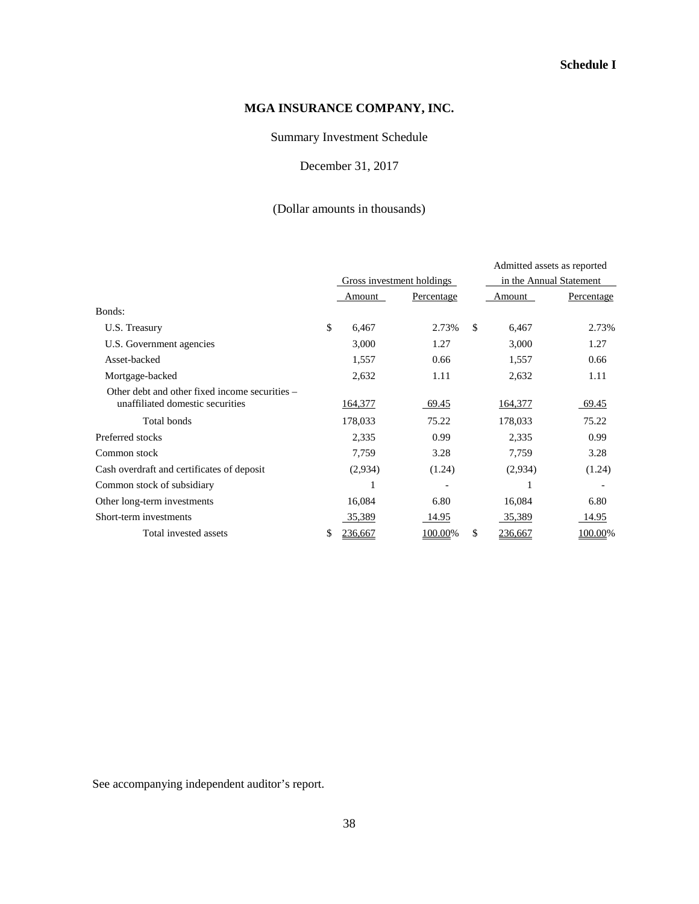**Schedule I**

# MGA INSURANCE COMPANY, INC.

Summary Investment Schedule

December 31, 2017

(Dollar amounts in thousands)

| | Gross investment holdings | | Admitted assets as reported in the Annual Statement | |
|---|---|---|---|---|
| | Amount | Percentage | Amount | Percentage |
| Bonds: | | | | |
| U.S. Treasury | $ 6,467 | 2.73% | $ 6,467 | 2.73% |
| U.S. Government agencies | 3,000 | 1.27 | 3,000 | 1.27 |
| Asset-backed | 1,557 | 0.66 | 1,557 | 0.66 |
| Mortgage-backed | 2,632 | 1.11 | 2,632 | 1.11 |
| Other debt and other fixed income securities – unaffiliated domestic securities | 164,377 | 69.45 | 164,377 | 69.45 |
| Total bonds | 178,033 | 75.22 | 178,033 | 75.22 |
| Preferred stocks | 2,335 | 0.99 | 2,335 | 0.99 |
| Common stock | 7,759 | 3.28 | 7,759 | 3.28 |
| Cash overdraft and certificates of deposit | (2,934) | (1.24) | (2,934) | (1.24) |
| Common stock of subsidiary | 1 | - | 1 | - |
| Other long-term investments | 16,084 | 6.80 | 16,084 | 6.80 |
| Short-term investments | 35,389 | 14.95 | 35,389 | 14.95 |
| Total invested assets | $ 236,667 | 100.00% | $ 236,667 | 100.00% |

See accompanying independent auditor's report.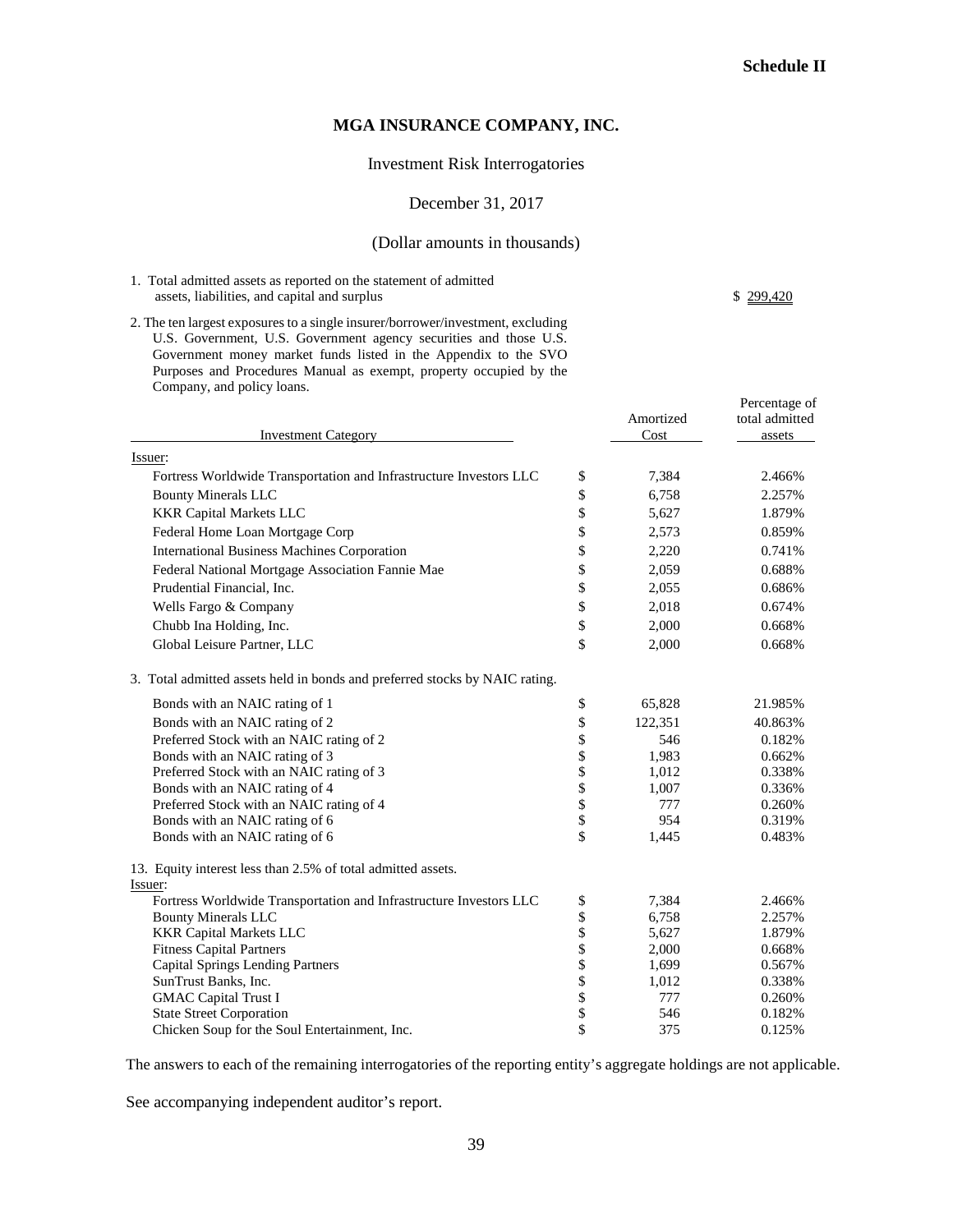**Schedule II**

# MGA INSURANCE COMPANY, INC.

Investment Risk Interrogatories

December 31, 2017

(Dollar amounts in thousands)

1. Total admitted assets as reported on the statement of admitted assets, liabilities, and capital and surplus — $ 299,420

2. The ten largest exposures to a single insurer/borrower/investment, excluding U.S. Government, U.S. Government agency securities and those U.S. Government money market funds listed in the Appendix to the SVO Purposes and Procedures Manual as exempt, property occupied by the Company, and policy loans.

| Investment Category | | Amortized Cost | Percentage of total admitted assets |
|---|---|---|---|
| Issuer: | | | |
| Fortress Worldwide Transportation and Infrastructure Investors LLC | $ | 7,384 | 2.466% |
| Bounty Minerals LLC | $ | 6,758 | 2.257% |
| KKR Capital Markets LLC | $ | 5,627 | 1.879% |
| Federal Home Loan Mortgage Corp | $ | 2,573 | 0.859% |
| International Business Machines Corporation | $ | 2,220 | 0.741% |
| Federal National Mortgage Association Fannie Mae | $ | 2,059 | 0.688% |
| Prudential Financial, Inc. | $ | 2,055 | 0.686% |
| Wells Fargo & Company | $ | 2,018 | 0.674% |
| Chubb Ina Holding, Inc. | $ | 2,000 | 0.668% |
| Global Leisure Partner, LLC | $ | 2,000 | 0.668% |

3. Total admitted assets held in bonds and preferred stocks by NAIC rating.

| | | | |
|---|---|---|---|
| Bonds with an NAIC rating of 1 | $ | 65,828 | 21.985% |
| Bonds with an NAIC rating of 2 | $ | 122,351 | 40.863% |
| Preferred Stock with an NAIC rating of 2 | $ | 546 | 0.182% |
| Bonds with an NAIC rating of 3 | $ | 1,983 | 0.662% |
| Preferred Stock with an NAIC rating of 3 | $ | 1,012 | 0.338% |
| Bonds with an NAIC rating of 4 | $ | 1,007 | 0.336% |
| Preferred Stock with an NAIC rating of 4 | $ | 777 | 0.260% |
| Bonds with an NAIC rating of 6 | $ | 954 | 0.319% |
| Bonds with an NAIC rating of 6 | $ | 1,445 | 0.483% |

13. Equity interest less than 2.5% of total admitted assets.

| | | | |
|---|---|---|---|
| Issuer: | | | |
| Fortress Worldwide Transportation and Infrastructure Investors LLC | $ | 7,384 | 2.466% |
| Bounty Minerals LLC | $ | 6,758 | 2.257% |
| KKR Capital Markets LLC | $ | 5,627 | 1.879% |
| Fitness Capital Partners | $ | 2,000 | 0.668% |
| Capital Springs Lending Partners | $ | 1,699 | 0.567% |
| SunTrust Banks, Inc. | $ | 1,012 | 0.338% |
| GMAC Capital Trust I | $ | 777 | 0.260% |
| State Street Corporation | $ | 546 | 0.182% |
| Chicken Soup for the Soul Entertainment, Inc. | $ | 375 | 0.125% |

The answers to each of the remaining interrogatories of the reporting entity's aggregate holdings are not applicable.

See accompanying independent auditor's report.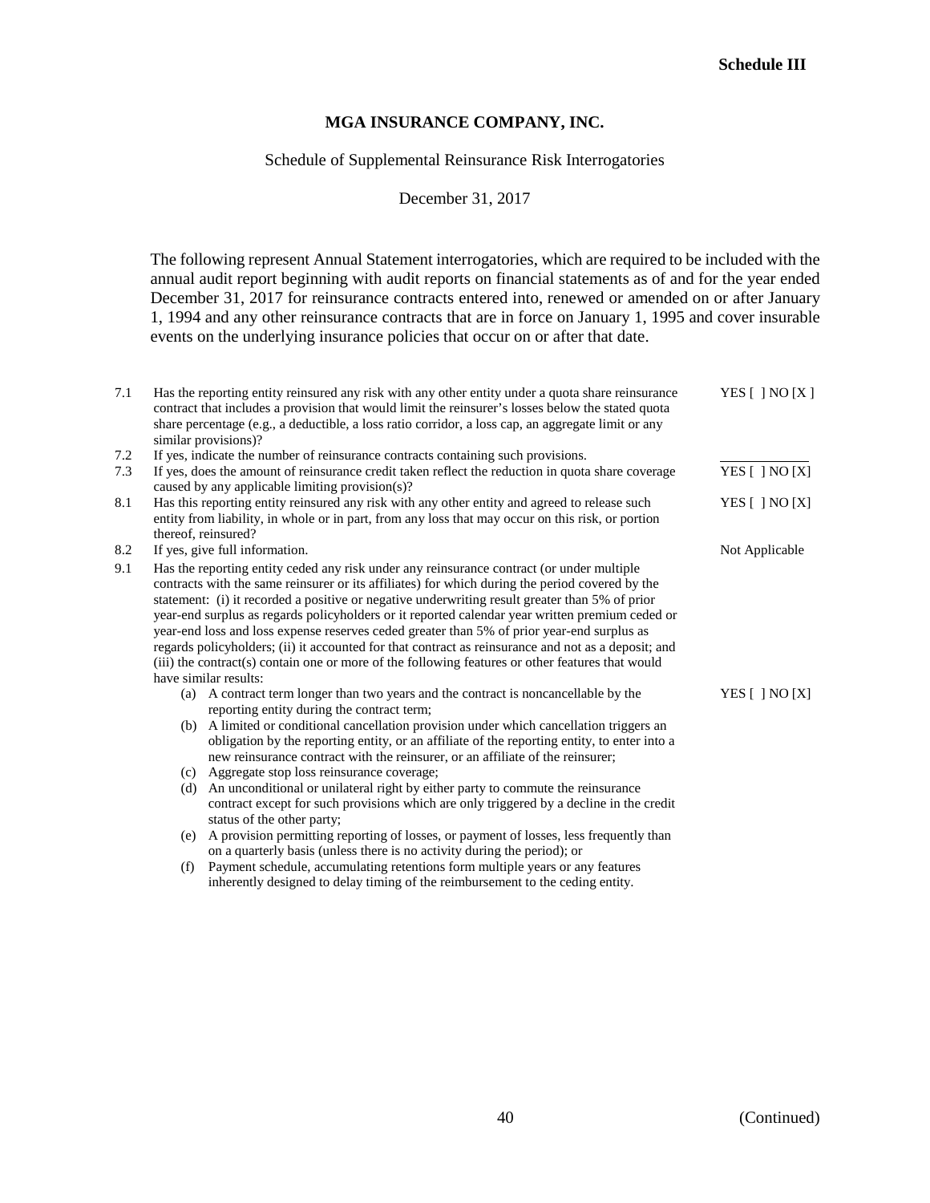**Schedule III**

## MGA INSURANCE COMPANY, INC.

Schedule of Supplemental Reinsurance Risk Interrogatories

December 31, 2017

The following represent Annual Statement interrogatories, which are required to be included with the annual audit report beginning with audit reports on financial statements as of and for the year ended December 31, 2017 for reinsurance contracts entered into, renewed or amended on or after January 1, 1994 and any other reinsurance contracts that are in force on January 1, 1995 and cover insurable events on the underlying insurance policies that occur on or after that date.

| | | |
|---|---|---|
| 7.1 | Has the reporting entity reinsured any risk with any other entity under a quota share reinsurance contract that includes a provision that would limit the reinsurer's losses below the stated quota share percentage (e.g., a deductible, a loss ratio corridor, a loss cap, an aggregate limit or any similar provisions)? | YES [ ] NO [X ] |
| 7.2 | If yes, indicate the number of reinsurance contracts containing such provisions. | ____________ |
| 7.3 | If yes, does the amount of reinsurance credit taken reflect the reduction in quota share coverage caused by any applicable limiting provision(s)? | YES [ ] NO [X] |
| 8.1 | Has this reporting entity reinsured any risk with any other entity and agreed to release such entity from liability, in whole or in part, from any loss that may occur on this risk, or portion thereof, reinsured? | YES [ ] NO [X] |
| 8.2 | If yes, give full information. | Not Applicable |
| 9.1 | Has the reporting entity ceded any risk under any reinsurance contract (or under multiple contracts with the same reinsurer or its affiliates) for which during the period covered by the statement: (i) it recorded a positive or negative underwriting result greater than 5% of prior year-end surplus as regards policyholders or it reported calendar year written premium ceded or year-end loss and loss expense reserves ceded greater than 5% of prior year-end surplus as regards policyholders; (ii) it accounted for that contract as reinsurance and not as a deposit; and (iii) the contract(s) contain one or more of the following features or other features that would have similar results:<br>(a) A contract term longer than two years and the contract is noncancellable by the reporting entity during the contract term;<br>(b) A limited or conditional cancellation provision under which cancellation triggers an obligation by the reporting entity, or an affiliate of the reporting entity, to enter into a new reinsurance contract with the reinsurer, or an affiliate of the reinsurer;<br>(c) Aggregate stop loss reinsurance coverage;<br>(d) An unconditional or unilateral right by either party to commute the reinsurance contract except for such provisions which are only triggered by a decline in the credit status of the other party;<br>(e) A provision permitting reporting of losses, or payment of losses, less frequently than on a quarterly basis (unless there is no activity during the period); or<br>(f) Payment schedule, accumulating retentions form multiple years or any features inherently designed to delay timing of the reimbursement to the ceding entity. | YES [ ] NO [X] |

(Continued)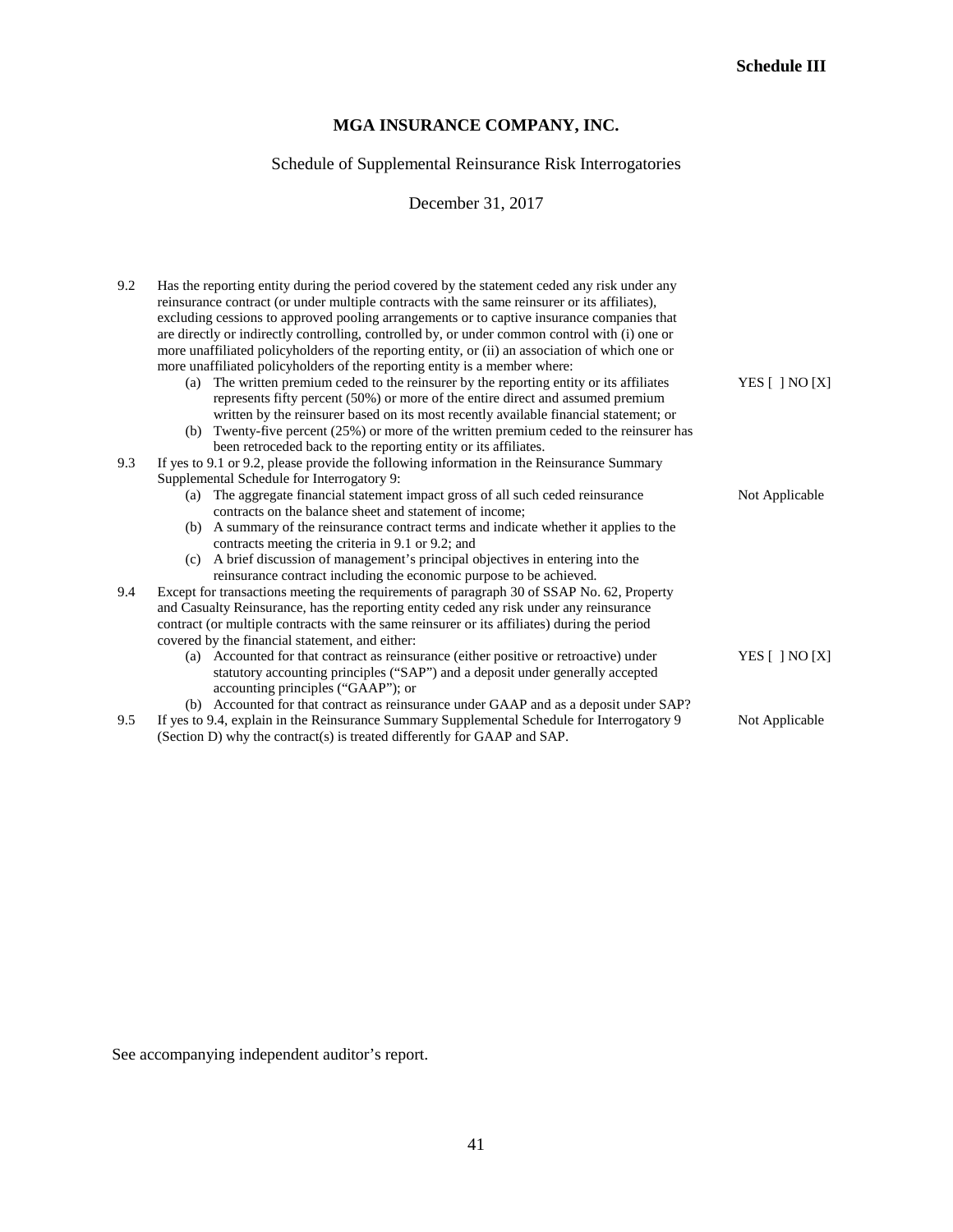**Schedule III**

## MGA INSURANCE COMPANY, INC.

Schedule of Supplemental Reinsurance Risk Interrogatories

December 31, 2017

| | | |
|---|---|---|
| 9.2 | Has the reporting entity during the period covered by the statement ceded any risk under any reinsurance contract (or under multiple contracts with the same reinsurer or its affiliates), excluding cessions to approved pooling arrangements or to captive insurance companies that are directly or indirectly controlling, controlled by, or under common control with (i) one or more unaffiliated policyholders of the reporting entity, or (ii) an association of which one or more unaffiliated policyholders of the reporting entity is a member where:<br>(a) The written premium ceded to the reinsurer by the reporting entity or its affiliates represents fifty percent (50%) or more of the entire direct and assumed premium written by the reinsurer based on its most recently available financial statement; or<br>(b) Twenty-five percent (25%) or more of the written premium ceded to the reinsurer has been retroceded back to the reporting entity or its affiliates. | YES [ ] NO [X] |
| 9.3 | If yes to 9.1 or 9.2, please provide the following information in the Reinsurance Summary Supplemental Schedule for Interrogatory 9:<br>(a) The aggregate financial statement impact gross of all such ceded reinsurance contracts on the balance sheet and statement of income;<br>(b) A summary of the reinsurance contract terms and indicate whether it applies to the contracts meeting the criteria in 9.1 or 9.2; and<br>(c) A brief discussion of management's principal objectives in entering into the reinsurance contract including the economic purpose to be achieved. | Not Applicable |
| 9.4 | Except for transactions meeting the requirements of paragraph 30 of SSAP No. 62, Property and Casualty Reinsurance, has the reporting entity ceded any risk under any reinsurance contract (or multiple contracts with the same reinsurer or its affiliates) during the period covered by the financial statement, and either:<br>(a) Accounted for that contract as reinsurance (either positive or retroactive) under statutory accounting principles ("SAP") and a deposit under generally accepted accounting principles ("GAAP"); or<br>(b) Accounted for that contract as reinsurance under GAAP and as a deposit under SAP? | YES [ ] NO [X] |
| 9.5 | If yes to 9.4, explain in the Reinsurance Summary Supplemental Schedule for Interrogatory 9 (Section D) why the contract(s) is treated differently for GAAP and SAP. | Not Applicable |

See accompanying independent auditor's report.